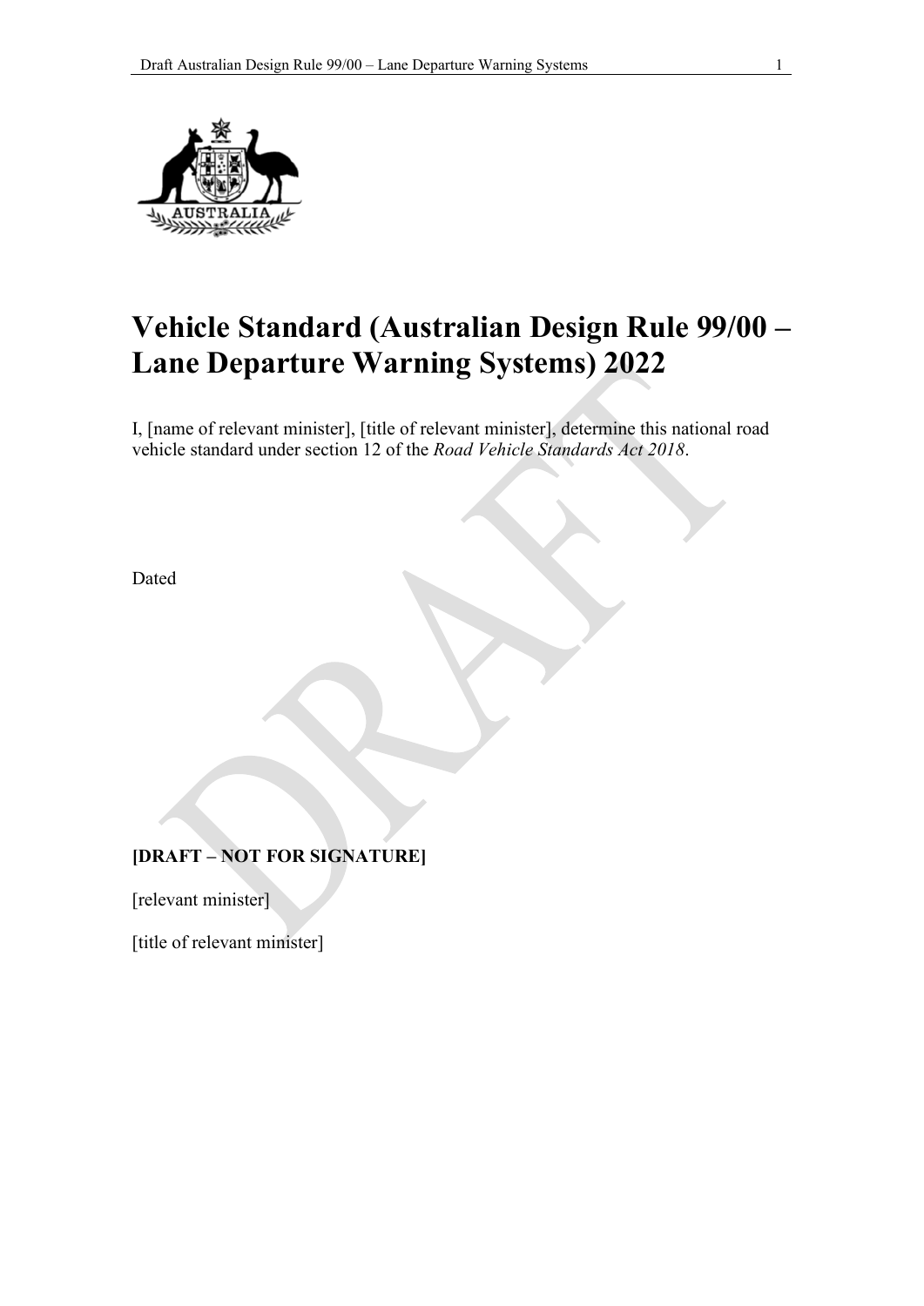# Vehicle Standard (Australian Design Rule 99/00 – Lane Departure Warning Systems) 2022

I, [name of relevant minister], [title of relevant minister], determine this national road vehicle standard under section 12 of the *Road Vehicle Standards Act 2018*.

Dated

**[DRAFT – NOT FOR SIGNATURE]**

[relevant minister]

[title of relevant minister]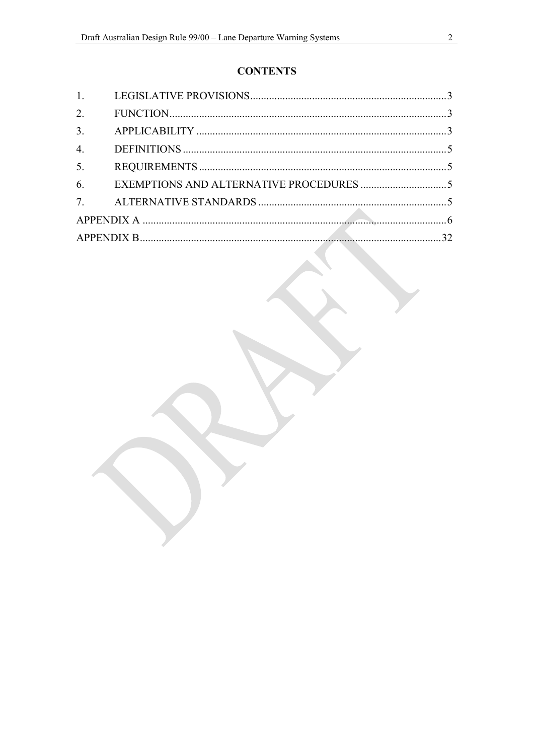## CONTENTS

| | | |
|---|---|---|
| 1. | LEGISLATIVE PROVISIONS | 3 |
| 2. | FUNCTION | 3 |
| 3. | APPLICABILITY | 3 |
| 4. | DEFINITIONS | 5 |
| 5. | REQUIREMENTS | 5 |
| 6. | EXEMPTIONS AND ALTERNATIVE PROCEDURES | 5 |
| 7. | ALTERNATIVE STANDARDS | 5 |
| APPENDIX A | | 6 |
| APPENDIX B | | 32 |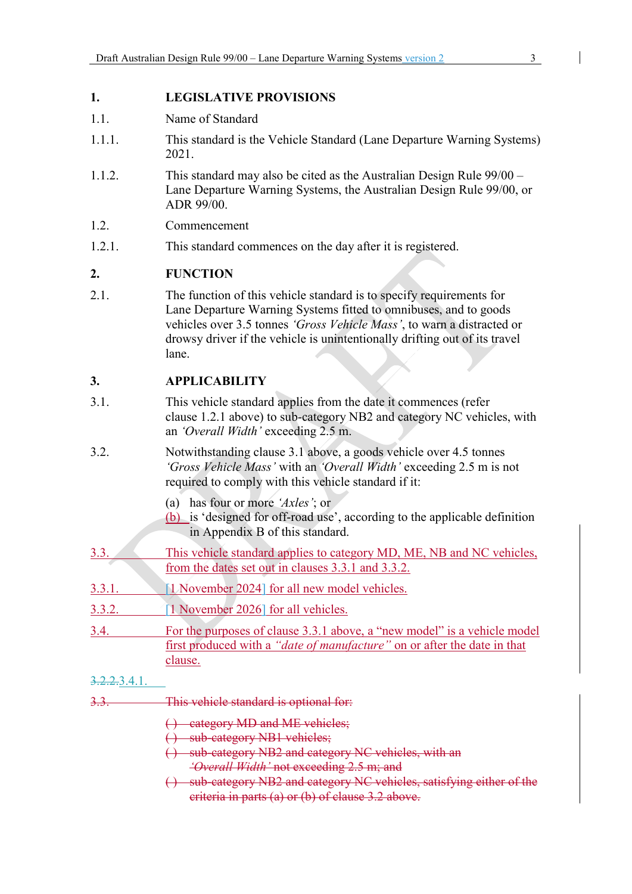## 1. LEGISLATIVE PROVISIONS

1.1. Name of Standard

1.1.1. This standard is the Vehicle Standard (Lane Departure Warning Systems) 2021.

1.1.2. This standard may also be cited as the Australian Design Rule 99/00 – Lane Departure Warning Systems, the Australian Design Rule 99/00, or ADR 99/00.

1.2. Commencement

1.2.1. This standard commences on the day after it is registered.

## 2. FUNCTION

2.1. The function of this vehicle standard is to specify requirements for Lane Departure Warning Systems fitted to omnibuses, and to goods vehicles over 3.5 tonnes *'Gross Vehicle Mass'*, to warn a distracted or drowsy driver if the vehicle is unintentionally drifting out of its travel lane.

## 3. APPLICABILITY

3.1. This vehicle standard applies from the date it commences (refer clause 1.2.1 above) to sub-category NB2 and category NC vehicles, with an *'Overall Width'* exceeding 2.5 m.

3.2. Notwithstanding clause 3.1 above, a goods vehicle over 4.5 tonnes *'Gross Vehicle Mass'* with an *'Overall Width'* exceeding 2.5 m is not required to comply with this vehicle standard if it:

(a) has four or more *'Axles'*; or
(b) is 'designed for off-road use', according to the applicable definition in Appendix B of this standard.

3.3. This vehicle standard applies to category MD, ME, NB and NC vehicles, from the dates set out in clauses 3.3.1 and 3.3.2.

3.3.1. [1 November 2024] for all new model vehicles.

3.3.2. [1 November 2026] for all vehicles.

3.4. For the purposes of clause 3.3.1 above, a "new model" is a vehicle model first produced with a *"date of manufacture"* on or after the date in that clause.

~~3.2.2.~~3.4.1.

~~3.3. This vehicle standard is optional for:~~

~~() category MD and ME vehicles;~~
~~() sub-category NB1 vehicles;~~
~~() sub-category NB2 and category NC vehicles, with an *'Overall Width'* not exceeding 2.5 m; and~~
~~() sub-category NB2 and category NC vehicles, satisfying either of the criteria in parts (a) or (b) of clause 3.2 above.~~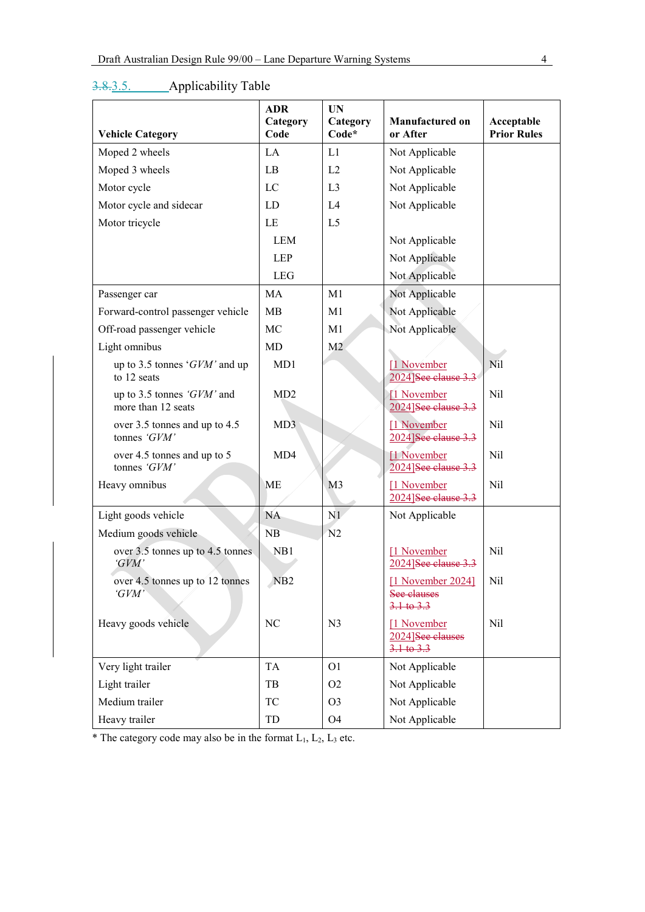## 3.8.3.5. Applicability Table

| Vehicle Category | ADR Category Code | UN Category Code* | Manufactured on or After | Acceptable Prior Rules |
|---|---|---|---|---|
| Moped 2 wheels | LA | L1 | Not Applicable | |
| Moped 3 wheels | LB | L2 | Not Applicable | |
| Motor cycle | LC | L3 | Not Applicable | |
| Motor cycle and sidecar | LD | L4 | Not Applicable | |
| Motor tricycle | LE | L5 | | |
| | LEM | | Not Applicable | |
| | LEP | | Not Applicable | |
| | LEG | | Not Applicable | |
| Passenger car | MA | M1 | Not Applicable | |
| Forward-control passenger vehicle | MB | M1 | Not Applicable | |
| Off-road passenger vehicle | MC | M1 | Not Applicable | |
| Light omnibus | MD | M2 | | |
| up to 3.5 tonnes '*GVM*' and up to 12 seats | MD1 | | [1 November 2024]~~See clause 3.3~~ | Nil |
| up to 3.5 tonnes '*GVM*' and more than 12 seats | MD2 | | [1 November 2024]~~See clause 3.3~~ | Nil |
| over 3.5 tonnes and up to 4.5 tonnes '*GVM*' | MD3 | | [1 November 2024]~~See clause 3.3~~ | Nil |
| over 4.5 tonnes and up to 5 tonnes '*GVM*' | MD4 | | [1 November 2024]~~See clause 3.3~~ | Nil |
| Heavy omnibus | ME | M3 | [1 November 2024]~~See clause 3.3~~ | Nil |
| Light goods vehicle | NA | N1 | Not Applicable | |
| Medium goods vehicle | NB | N2 | | |
| over 3.5 tonnes up to 4.5 tonnes '*GVM*' | NB1 | | [1 November 2024]~~See clause 3.3~~ | Nil |
| over 4.5 tonnes up to 12 tonnes '*GVM*' | NB2 | | [1 November 2024] ~~See clauses 3.1 to 3.3~~ | Nil |
| Heavy goods vehicle | NC | N3 | [1 November 2024]~~See clauses 3.1 to 3.3~~ | Nil |
| Very light trailer | TA | O1 | Not Applicable | |
| Light trailer | TB | O2 | Not Applicable | |
| Medium trailer | TC | O3 | Not Applicable | |
| Heavy trailer | TD | O4 | Not Applicable | |

* The category code may also be in the format $L_1$, $L_2$, $L_3$ etc.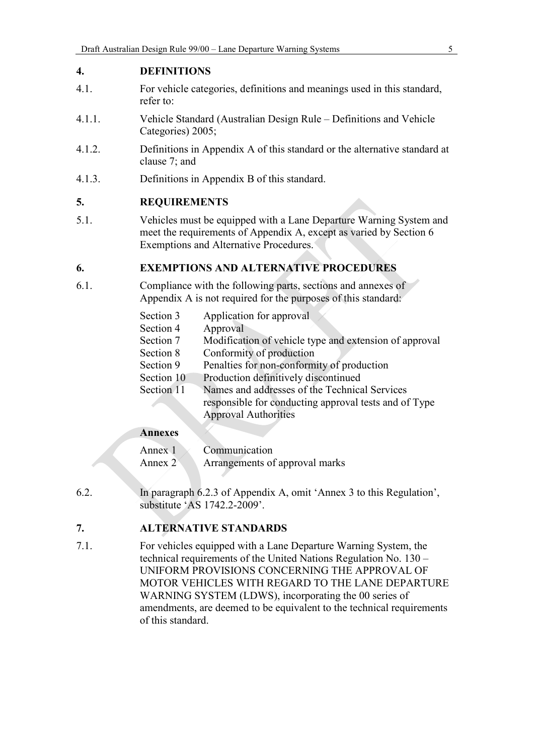## 4. DEFINITIONS

4.1. For vehicle categories, definitions and meanings used in this standard, refer to:

4.1.1. Vehicle Standard (Australian Design Rule – Definitions and Vehicle Categories) 2005;

4.1.2. Definitions in Appendix A of this standard or the alternative standard at clause 7; and

4.1.3. Definitions in Appendix B of this standard.

## 5. REQUIREMENTS

5.1. Vehicles must be equipped with a Lane Departure Warning System and meet the requirements of Appendix A, except as varied by Section 6 Exemptions and Alternative Procedures.

## 6. EXEMPTIONS AND ALTERNATIVE PROCEDURES

6.1. Compliance with the following parts, sections and annexes of Appendix A is not required for the purposes of this standard:

| | |
|---|---|
| Section 3 | Application for approval |
| Section 4 | Approval |
| Section 7 | Modification of vehicle type and extension of approval |
| Section 8 | Conformity of production |
| Section 9 | Penalties for non-conformity of production |
| Section 10 | Production definitively discontinued |
| Section 11 | Names and addresses of the Technical Services responsible for conducting approval tests and of Type Approval Authorities |

**Annexes**

| | |
|---|---|
| Annex 1 | Communication |
| Annex 2 | Arrangements of approval marks |

6.2. In paragraph 6.2.3 of Appendix A, omit 'Annex 3 to this Regulation', substitute 'AS 1742.2-2009'.

## 7. ALTERNATIVE STANDARDS

7.1. For vehicles equipped with a Lane Departure Warning System, the technical requirements of the United Nations Regulation No. 130 – UNIFORM PROVISIONS CONCERNING THE APPROVAL OF MOTOR VEHICLES WITH REGARD TO THE LANE DEPARTURE WARNING SYSTEM (LDWS), incorporating the 00 series of amendments, are deemed to be equivalent to the technical requirements of this standard.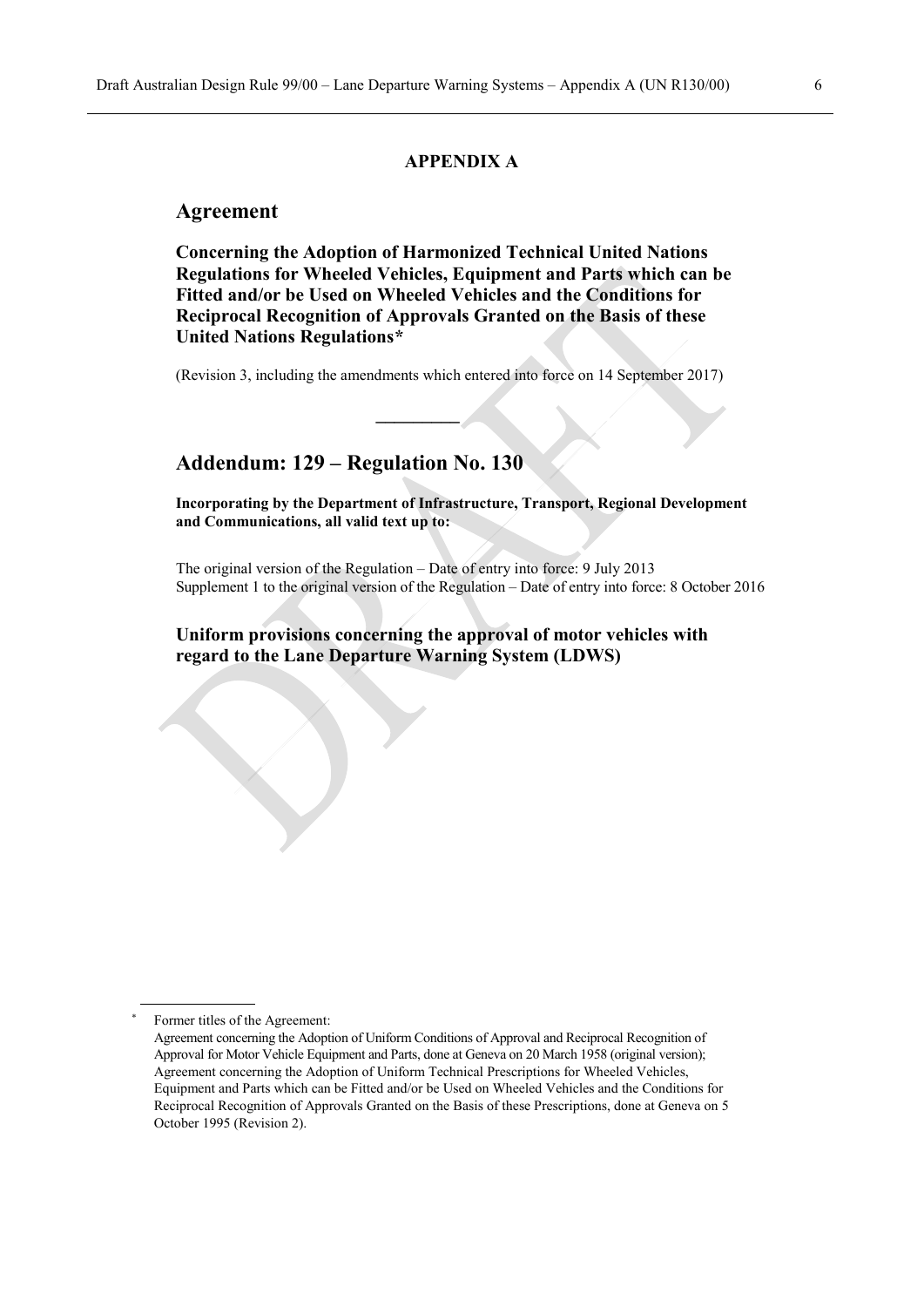**APPENDIX A**

## Agreement

### Concerning the Adoption of Harmonized Technical United Nations Regulations for Wheeled Vehicles, Equipment and Parts which can be Fitted and/or be Used on Wheeled Vehicles and the Conditions for Reciprocal Recognition of Approvals Granted on the Basis of these United Nations Regulations*

(Revision 3, including the amendments which entered into force on 14 September 2017)

---

## Addendum: 129 – Regulation No. 130

**Incorporating by the Department of Infrastructure, Transport, Regional Development and Communications, all valid text up to:**

The original version of the Regulation – Date of entry into force: 9 July 2013
Supplement 1 to the original version of the Regulation – Date of entry into force: 8 October 2016

### Uniform provisions concerning the approval of motor vehicles with regard to the Lane Departure Warning System (LDWS)

---

* Former titles of the Agreement:
Agreement concerning the Adoption of Uniform Conditions of Approval and Reciprocal Recognition of Approval for Motor Vehicle Equipment and Parts, done at Geneva on 20 March 1958 (original version);
Agreement concerning the Adoption of Uniform Technical Prescriptions for Wheeled Vehicles, Equipment and Parts which can be Fitted and/or be Used on Wheeled Vehicles and the Conditions for Reciprocal Recognition of Approvals Granted on the Basis of these Prescriptions, done at Geneva on 5 October 1995 (Revision 2).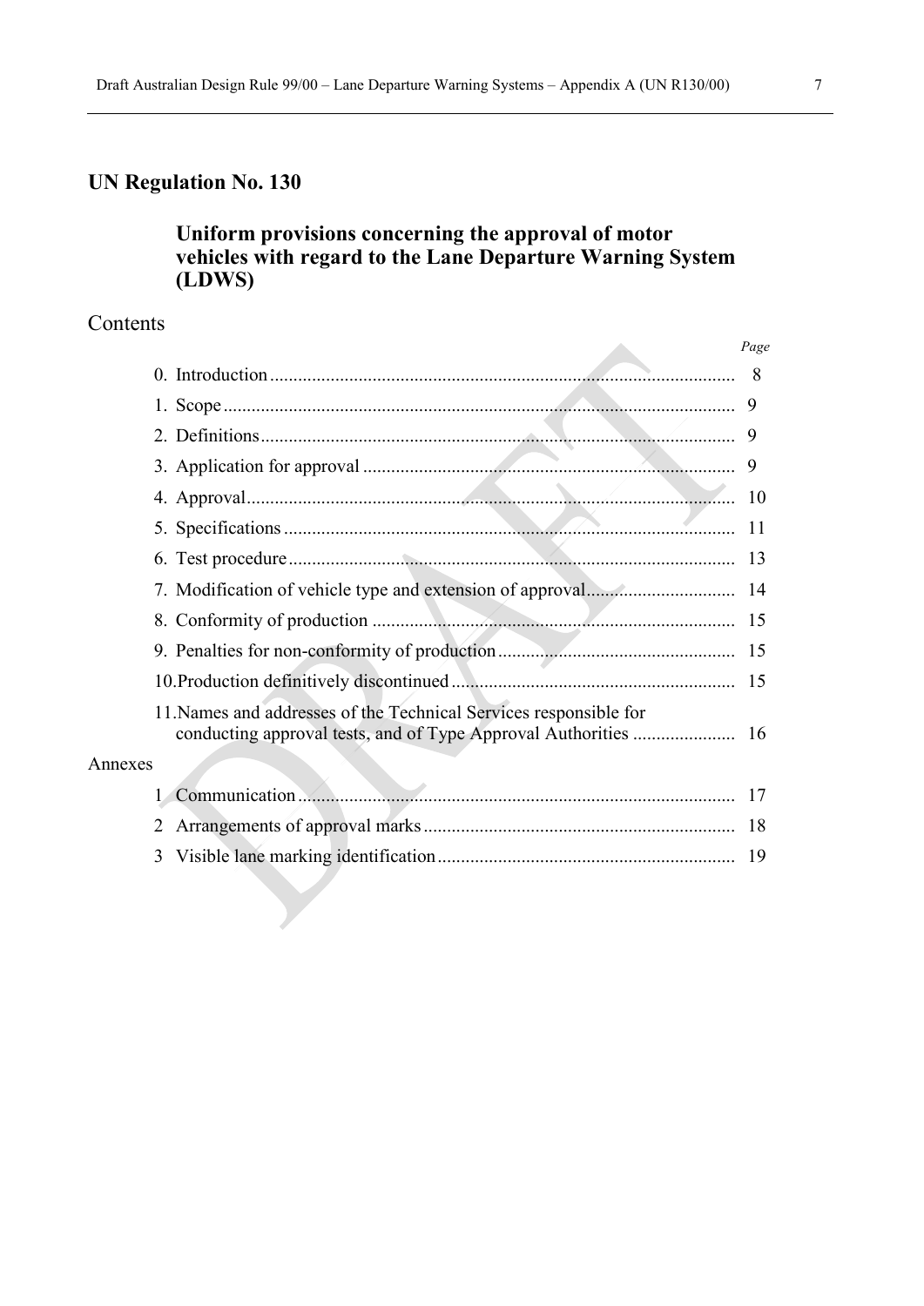## UN Regulation No. 130

### Uniform provisions concerning the approval of motor vehicles with regard to the Lane Departure Warning System (LDWS)

Contents

| | | *Page* |
|---|---|---|
| 0. | Introduction | 8 |
| 1. | Scope | 9 |
| 2. | Definitions | 9 |
| 3. | Application for approval | 9 |
| 4. | Approval | 10 |
| 5. | Specifications | 11 |
| 6. | Test procedure | 13 |
| 7. | Modification of vehicle type and extension of approval | 14 |
| 8. | Conformity of production | 15 |
| 9. | Penalties for non-conformity of production | 15 |
| 10. | Production definitively discontinued | 15 |
| 11. | Names and addresses of the Technical Services responsible for conducting approval tests, and of Type Approval Authorities | 16 |

Annexes

| | | |
|---|---|---|
| 1 | Communication | 17 |
| 2 | Arrangements of approval marks | 18 |
| 3 | Visible lane marking identification | 19 |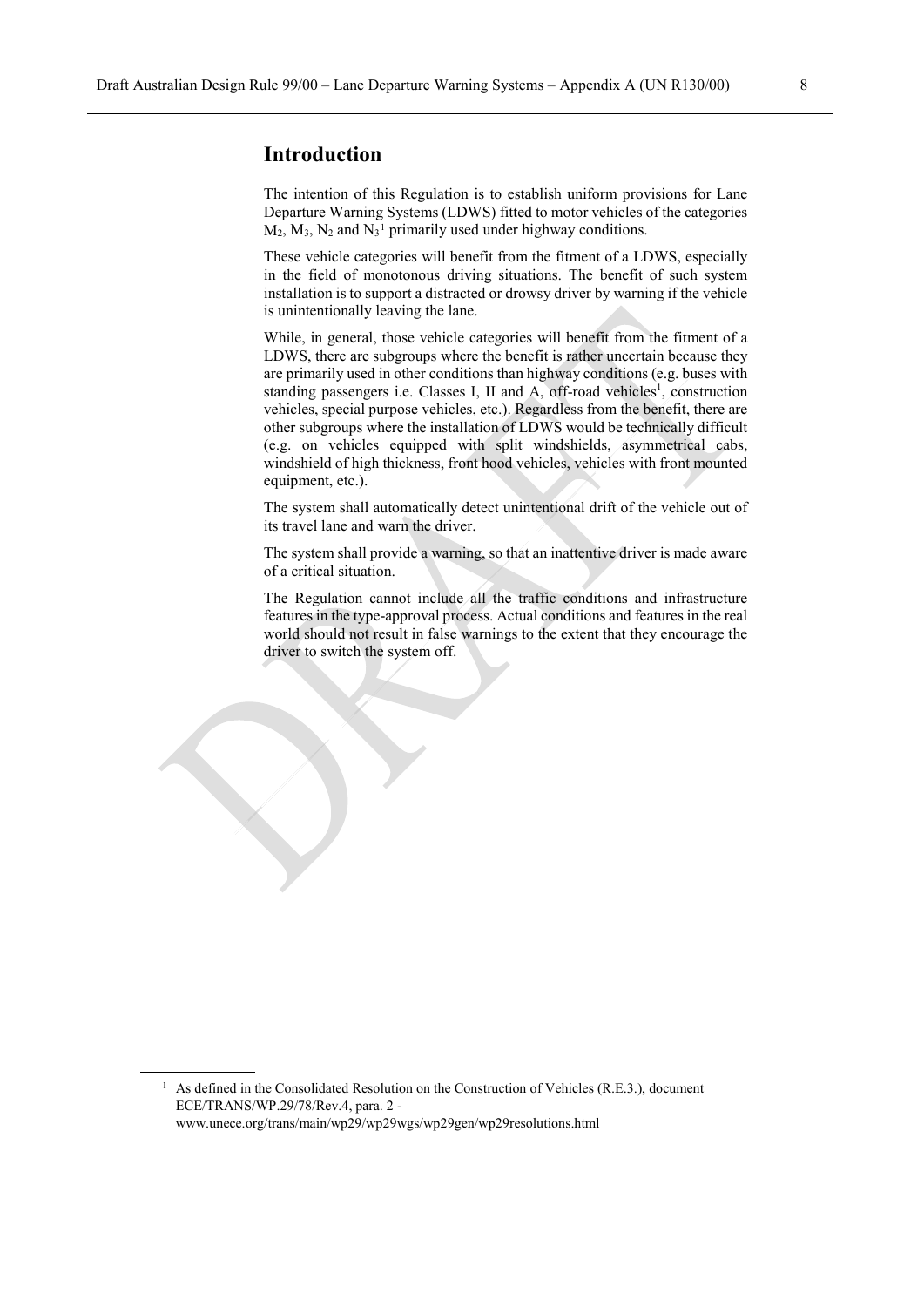## Introduction

The intention of this Regulation is to establish uniform provisions for Lane Departure Warning Systems (LDWS) fitted to motor vehicles of the categories $M_2$, $M_3$, $N_2$ and $N_3$[1] primarily used under highway conditions.

These vehicle categories will benefit from the fitment of a LDWS, especially in the field of monotonous driving situations. The benefit of such system installation is to support a distracted or drowsy driver by warning if the vehicle is unintentionally leaving the lane.

While, in general, those vehicle categories will benefit from the fitment of a LDWS, there are subgroups where the benefit is rather uncertain because they are primarily used in other conditions than highway conditions (e.g. buses with standing passengers i.e. Classes I, II and A, off-road vehicles[1], construction vehicles, special purpose vehicles, etc.). Regardless from the benefit, there are other subgroups where the installation of LDWS would be technically difficult (e.g. on vehicles equipped with split windshields, asymmetrical cabs, windshield of high thickness, front hood vehicles, vehicles with front mounted equipment, etc.).

The system shall automatically detect unintentional drift of the vehicle out of its travel lane and warn the driver.

The system shall provide a warning, so that an inattentive driver is made aware of a critical situation.

The Regulation cannot include all the traffic conditions and infrastructure features in the type-approval process. Actual conditions and features in the real world should not result in false warnings to the extent that they encourage the driver to switch the system off.

---

[1] As defined in the Consolidated Resolution on the Construction of Vehicles (R.E.3.), document ECE/TRANS/WP.29/78/Rev.4, para. 2 - www.unece.org/trans/main/wp29/wp29wgs/wp29gen/wp29resolutions.html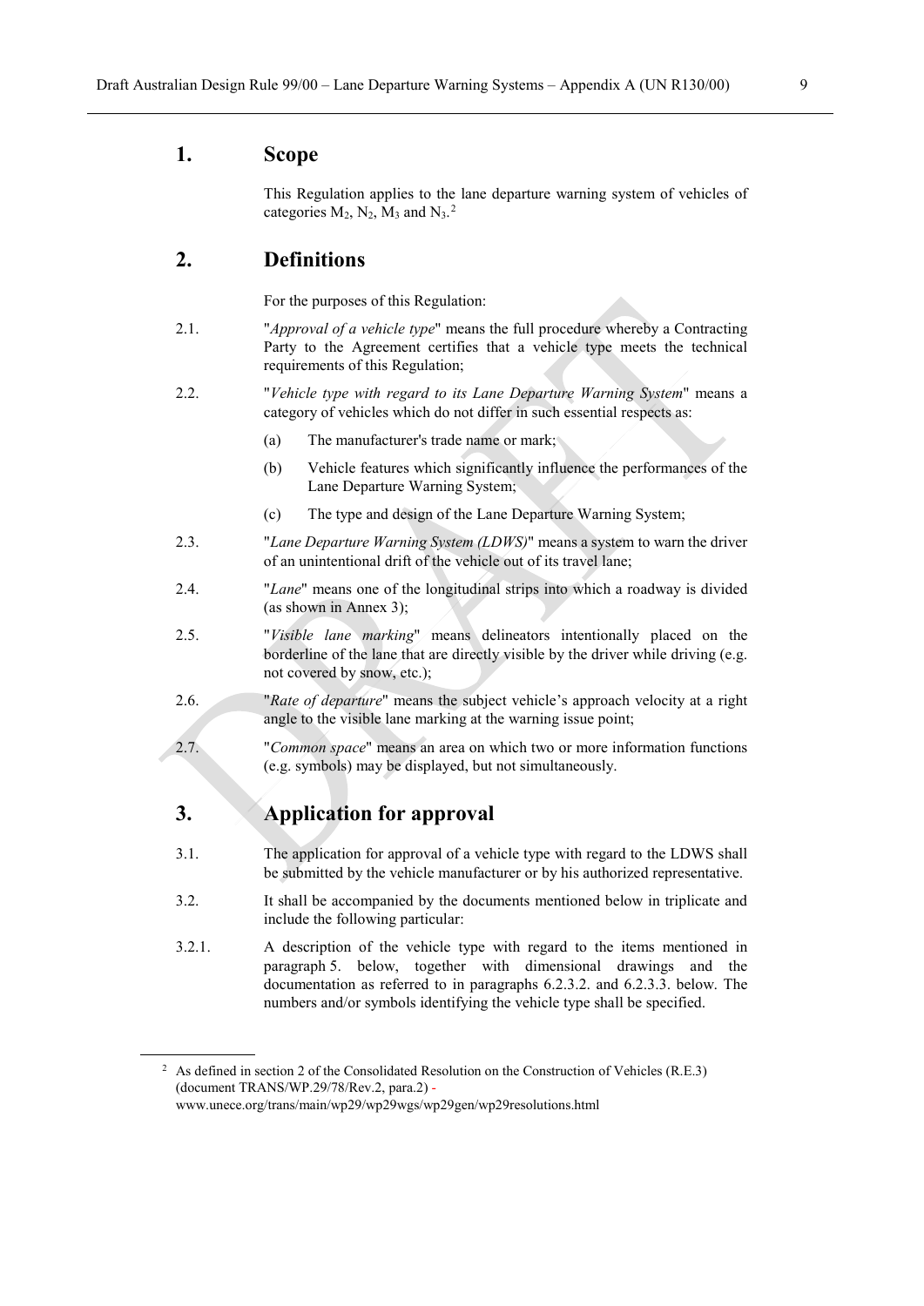## 1. Scope

This Regulation applies to the lane departure warning system of vehicles of categories $M_2$, $N_2$, $M_3$ and $N_3$.[2]

## 2. Definitions

For the purposes of this Regulation:

2.1. "*Approval of a vehicle type*" means the full procedure whereby a Contracting Party to the Agreement certifies that a vehicle type meets the technical requirements of this Regulation;

2.2. "*Vehicle type with regard to its Lane Departure Warning System*" means a category of vehicles which do not differ in such essential respects as:

(a) The manufacturer's trade name or mark;

(b) Vehicle features which significantly influence the performances of the Lane Departure Warning System;

(c) The type and design of the Lane Departure Warning System;

2.3. "*Lane Departure Warning System (LDWS)*" means a system to warn the driver of an unintentional drift of the vehicle out of its travel lane;

2.4. "*Lane*" means one of the longitudinal strips into which a roadway is divided (as shown in Annex 3);

2.5. "*Visible lane marking*" means delineators intentionally placed on the borderline of the lane that are directly visible by the driver while driving (e.g. not covered by snow, etc.);

2.6. "*Rate of departure*" means the subject vehicle's approach velocity at a right angle to the visible lane marking at the warning issue point;

2.7. "*Common space*" means an area on which two or more information functions (e.g. symbols) may be displayed, but not simultaneously.

## 3. Application for approval

3.1. The application for approval of a vehicle type with regard to the LDWS shall be submitted by the vehicle manufacturer or by his authorized representative.

3.2. It shall be accompanied by the documents mentioned below in triplicate and include the following particular:

3.2.1. A description of the vehicle type with regard to the items mentioned in paragraph 5. below, together with dimensional drawings and the documentation as referred to in paragraphs 6.2.3.2. and 6.2.3.3. below. The numbers and/or symbols identifying the vehicle type shall be specified.

---

[2] As defined in section 2 of the Consolidated Resolution on the Construction of Vehicles (R.E.3) (document TRANS/WP.29/78/Rev.2, para.2) - www.unece.org/trans/main/wp29/wp29wgs/wp29gen/wp29resolutions.html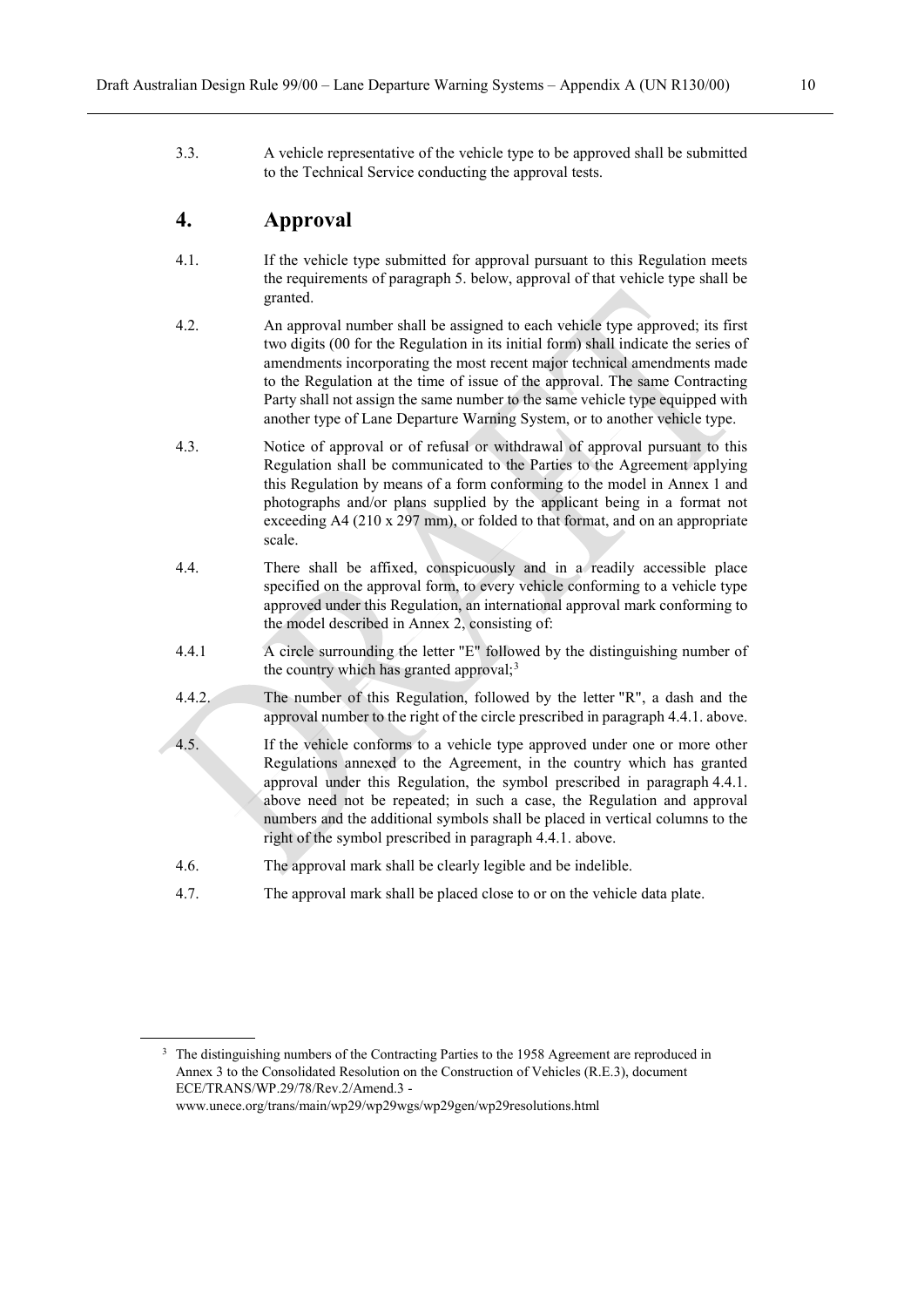3.3. A vehicle representative of the vehicle type to be approved shall be submitted to the Technical Service conducting the approval tests.

## 4. Approval

4.1. If the vehicle type submitted for approval pursuant to this Regulation meets the requirements of paragraph 5. below, approval of that vehicle type shall be granted.

4.2. An approval number shall be assigned to each vehicle type approved; its first two digits (00 for the Regulation in its initial form) shall indicate the series of amendments incorporating the most recent major technical amendments made to the Regulation at the time of issue of the approval. The same Contracting Party shall not assign the same number to the same vehicle type equipped with another type of Lane Departure Warning System, or to another vehicle type.

4.3. Notice of approval or of refusal or withdrawal of approval pursuant to this Regulation shall be communicated to the Parties to the Agreement applying this Regulation by means of a form conforming to the model in Annex 1 and photographs and/or plans supplied by the applicant being in a format not exceeding A4 (210 x 297 mm), or folded to that format, and on an appropriate scale.

4.4. There shall be affixed, conspicuously and in a readily accessible place specified on the approval form, to every vehicle conforming to a vehicle type approved under this Regulation, an international approval mark conforming to the model described in Annex 2, consisting of:

4.4.1 A circle surrounding the letter "E" followed by the distinguishing number of the country which has granted approval;[3]

4.4.2. The number of this Regulation, followed by the letter "R", a dash and the approval number to the right of the circle prescribed in paragraph 4.4.1. above.

4.5. If the vehicle conforms to a vehicle type approved under one or more other Regulations annexed to the Agreement, in the country which has granted approval under this Regulation, the symbol prescribed in paragraph 4.4.1. above need not be repeated; in such a case, the Regulation and approval numbers and the additional symbols shall be placed in vertical columns to the right of the symbol prescribed in paragraph 4.4.1. above.

4.6. The approval mark shall be clearly legible and be indelible.

4.7. The approval mark shall be placed close to or on the vehicle data plate.

---

[3] The distinguishing numbers of the Contracting Parties to the 1958 Agreement are reproduced in Annex 3 to the Consolidated Resolution on the Construction of Vehicles (R.E.3), document ECE/TRANS/WP.29/78/Rev.2/Amend.3 - www.unece.org/trans/main/wp29/wp29wgs/wp29gen/wp29resolutions.html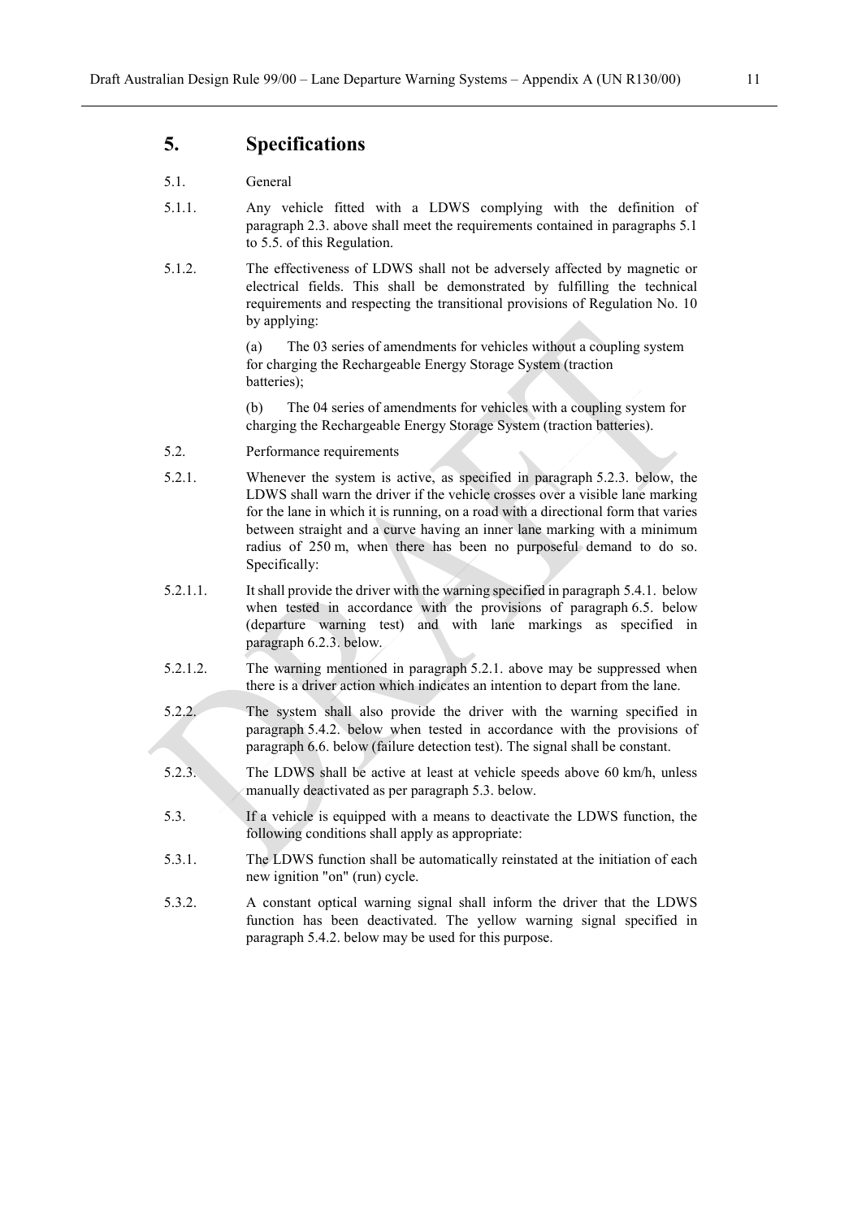## 5. Specifications

5.1. General

5.1.1. Any vehicle fitted with a LDWS complying with the definition of paragraph 2.3. above shall meet the requirements contained in paragraphs 5.1 to 5.5. of this Regulation.

5.1.2. The effectiveness of LDWS shall not be adversely affected by magnetic or electrical fields. This shall be demonstrated by fulfilling the technical requirements and respecting the transitional provisions of Regulation No. 10 by applying:

(a) The 03 series of amendments for vehicles without a coupling system for charging the Rechargeable Energy Storage System (traction batteries);

(b) The 04 series of amendments for vehicles with a coupling system for charging the Rechargeable Energy Storage System (traction batteries).

5.2. Performance requirements

5.2.1. Whenever the system is active, as specified in paragraph 5.2.3. below, the LDWS shall warn the driver if the vehicle crosses over a visible lane marking for the lane in which it is running, on a road with a directional form that varies between straight and a curve having an inner lane marking with a minimum radius of 250 m, when there has been no purposeful demand to do so. Specifically:

5.2.1.1. It shall provide the driver with the warning specified in paragraph 5.4.1. below when tested in accordance with the provisions of paragraph 6.5. below (departure warning test) and with lane markings as specified in paragraph 6.2.3. below.

5.2.1.2. The warning mentioned in paragraph 5.2.1. above may be suppressed when there is a driver action which indicates an intention to depart from the lane.

5.2.2. The system shall also provide the driver with the warning specified in paragraph 5.4.2. below when tested in accordance with the provisions of paragraph 6.6. below (failure detection test). The signal shall be constant.

5.2.3. The LDWS shall be active at least at vehicle speeds above 60 km/h, unless manually deactivated as per paragraph 5.3. below.

5.3. If a vehicle is equipped with a means to deactivate the LDWS function, the following conditions shall apply as appropriate:

5.3.1. The LDWS function shall be automatically reinstated at the initiation of each new ignition "on" (run) cycle.

5.3.2. A constant optical warning signal shall inform the driver that the LDWS function has been deactivated. The yellow warning signal specified in paragraph 5.4.2. below may be used for this purpose.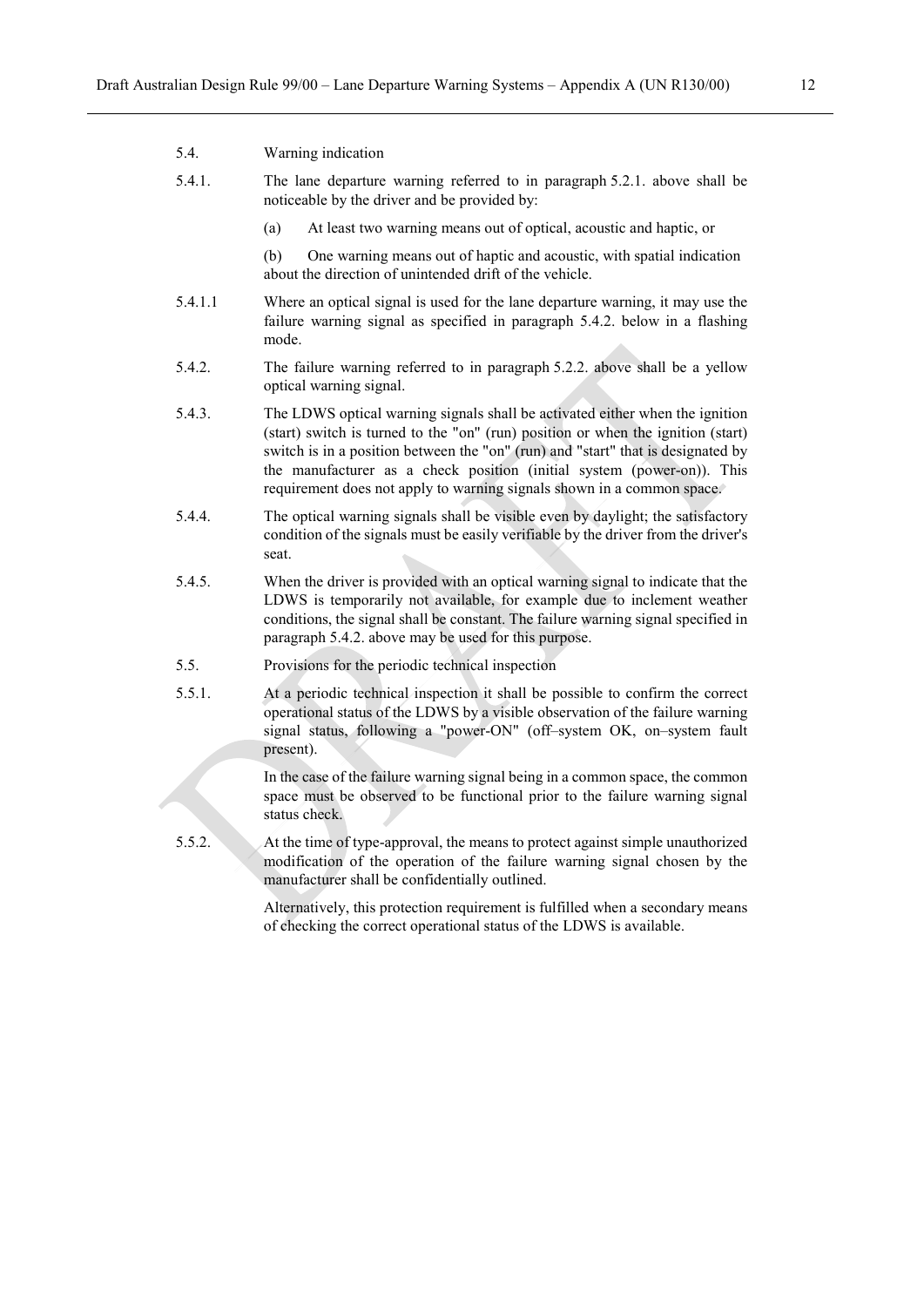5.4. Warning indication

5.4.1. The lane departure warning referred to in paragraph 5.2.1. above shall be noticeable by the driver and be provided by:

(a) At least two warning means out of optical, acoustic and haptic, or

(b) One warning means out of haptic and acoustic, with spatial indication about the direction of unintended drift of the vehicle.

5.4.1.1 Where an optical signal is used for the lane departure warning, it may use the failure warning signal as specified in paragraph 5.4.2. below in a flashing mode.

5.4.2. The failure warning referred to in paragraph 5.2.2. above shall be a yellow optical warning signal.

5.4.3. The LDWS optical warning signals shall be activated either when the ignition (start) switch is turned to the "on" (run) position or when the ignition (start) switch is in a position between the "on" (run) and "start" that is designated by the manufacturer as a check position (initial system (power-on)). This requirement does not apply to warning signals shown in a common space.

5.4.4. The optical warning signals shall be visible even by daylight; the satisfactory condition of the signals must be easily verifiable by the driver from the driver's seat.

5.4.5. When the driver is provided with an optical warning signal to indicate that the LDWS is temporarily not available, for example due to inclement weather conditions, the signal shall be constant. The failure warning signal specified in paragraph 5.4.2. above may be used for this purpose.

5.5. Provisions for the periodic technical inspection

5.5.1. At a periodic technical inspection it shall be possible to confirm the correct operational status of the LDWS by a visible observation of the failure warning signal status, following a "power-ON" (off–system OK, on–system fault present).

In the case of the failure warning signal being in a common space, the common space must be observed to be functional prior to the failure warning signal status check.

5.5.2. At the time of type-approval, the means to protect against simple unauthorized modification of the operation of the failure warning signal chosen by the manufacturer shall be confidentially outlined.

Alternatively, this protection requirement is fulfilled when a secondary means of checking the correct operational status of the LDWS is available.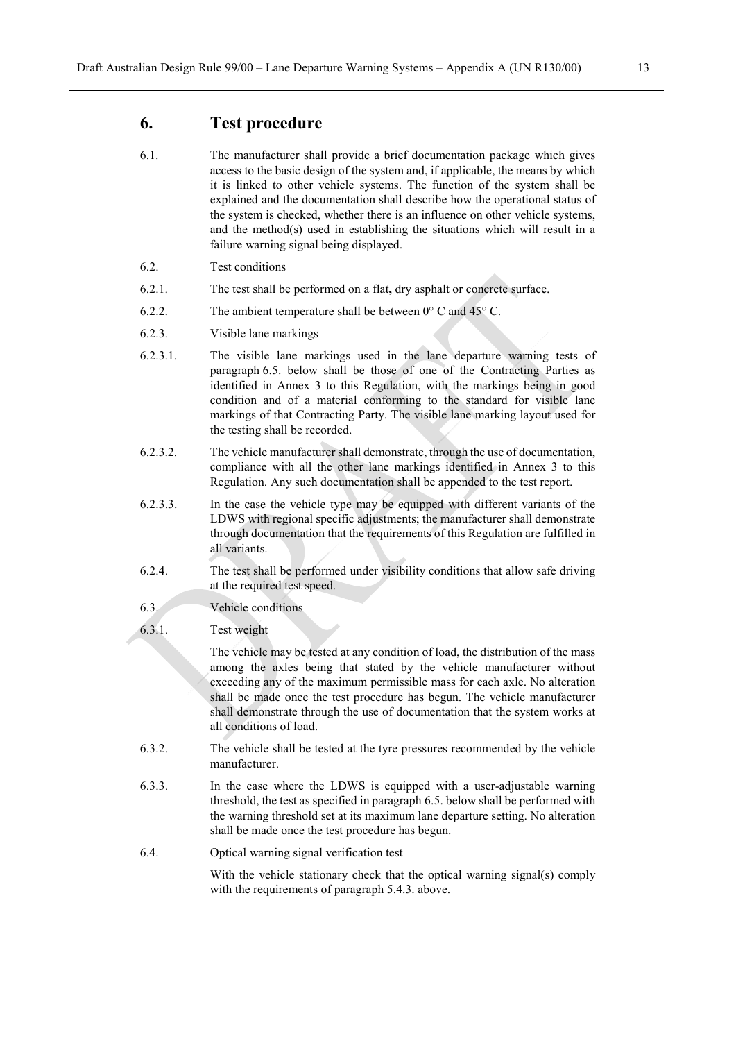# 6. Test procedure

6.1. The manufacturer shall provide a brief documentation package which gives access to the basic design of the system and, if applicable, the means by which it is linked to other vehicle systems. The function of the system shall be explained and the documentation shall describe how the operational status of the system is checked, whether there is an influence on other vehicle systems, and the method(s) used in establishing the situations which will result in a failure warning signal being displayed.

6.2. Test conditions

6.2.1. The test shall be performed on a flat**,** dry asphalt or concrete surface.

6.2.2. The ambient temperature shall be between 0° C and 45° C.

6.2.3. Visible lane markings

6.2.3.1. The visible lane markings used in the lane departure warning tests of paragraph 6.5. below shall be those of one of the Contracting Parties as identified in Annex 3 to this Regulation, with the markings being in good condition and of a material conforming to the standard for visible lane markings of that Contracting Party. The visible lane marking layout used for the testing shall be recorded.

6.2.3.2. The vehicle manufacturer shall demonstrate, through the use of documentation, compliance with all the other lane markings identified in Annex 3 to this Regulation. Any such documentation shall be appended to the test report.

6.2.3.3. In the case the vehicle type may be equipped with different variants of the LDWS with regional specific adjustments; the manufacturer shall demonstrate through documentation that the requirements of this Regulation are fulfilled in all variants.

6.2.4. The test shall be performed under visibility conditions that allow safe driving at the required test speed.

6.3. Vehicle conditions

6.3.1. Test weight

The vehicle may be tested at any condition of load, the distribution of the mass among the axles being that stated by the vehicle manufacturer without exceeding any of the maximum permissible mass for each axle. No alteration shall be made once the test procedure has begun. The vehicle manufacturer shall demonstrate through the use of documentation that the system works at all conditions of load.

6.3.2. The vehicle shall be tested at the tyre pressures recommended by the vehicle manufacturer.

6.3.3. In the case where the LDWS is equipped with a user-adjustable warning threshold, the test as specified in paragraph 6.5. below shall be performed with the warning threshold set at its maximum lane departure setting. No alteration shall be made once the test procedure has begun.

6.4. Optical warning signal verification test

With the vehicle stationary check that the optical warning signal(s) comply with the requirements of paragraph 5.4.3. above.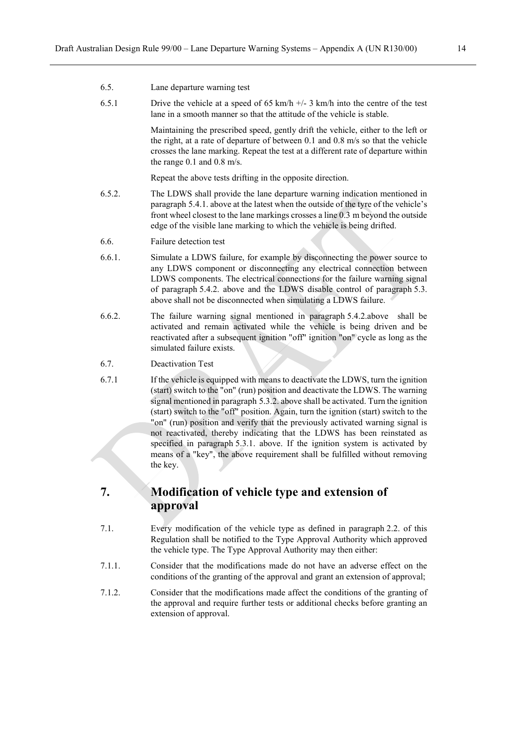6.5. Lane departure warning test

6.5.1 Drive the vehicle at a speed of 65 km/h +/- 3 km/h into the centre of the test lane in a smooth manner so that the attitude of the vehicle is stable.

Maintaining the prescribed speed, gently drift the vehicle, either to the left or the right, at a rate of departure of between 0.1 and 0.8 m/s so that the vehicle crosses the lane marking. Repeat the test at a different rate of departure within the range 0.1 and 0.8 m/s.

Repeat the above tests drifting in the opposite direction.

6.5.2. The LDWS shall provide the lane departure warning indication mentioned in paragraph 5.4.1. above at the latest when the outside of the tyre of the vehicle's front wheel closest to the lane markings crosses a line 0.3 m beyond the outside edge of the visible lane marking to which the vehicle is being drifted.

6.6. Failure detection test

6.6.1. Simulate a LDWS failure, for example by disconnecting the power source to any LDWS component or disconnecting any electrical connection between LDWS components. The electrical connections for the failure warning signal of paragraph 5.4.2. above and the LDWS disable control of paragraph 5.3. above shall not be disconnected when simulating a LDWS failure.

6.6.2. The failure warning signal mentioned in paragraph 5.4.2.above shall be activated and remain activated while the vehicle is being driven and be reactivated after a subsequent ignition "off" ignition "on" cycle as long as the simulated failure exists.

6.7. Deactivation Test

6.7.1 If the vehicle is equipped with means to deactivate the LDWS, turn the ignition (start) switch to the "on" (run) position and deactivate the LDWS. The warning signal mentioned in paragraph 5.3.2. above shall be activated. Turn the ignition (start) switch to the "off" position. Again, turn the ignition (start) switch to the "on" (run) position and verify that the previously activated warning signal is not reactivated, thereby indicating that the LDWS has been reinstated as specified in paragraph 5.3.1. above. If the ignition system is activated by means of a "key", the above requirement shall be fulfilled without removing the key.

# 7. Modification of vehicle type and extension of approval

7.1. Every modification of the vehicle type as defined in paragraph 2.2. of this Regulation shall be notified to the Type Approval Authority which approved the vehicle type. The Type Approval Authority may then either:

7.1.1. Consider that the modifications made do not have an adverse effect on the conditions of the granting of the approval and grant an extension of approval;

7.1.2. Consider that the modifications made affect the conditions of the granting of the approval and require further tests or additional checks before granting an extension of approval.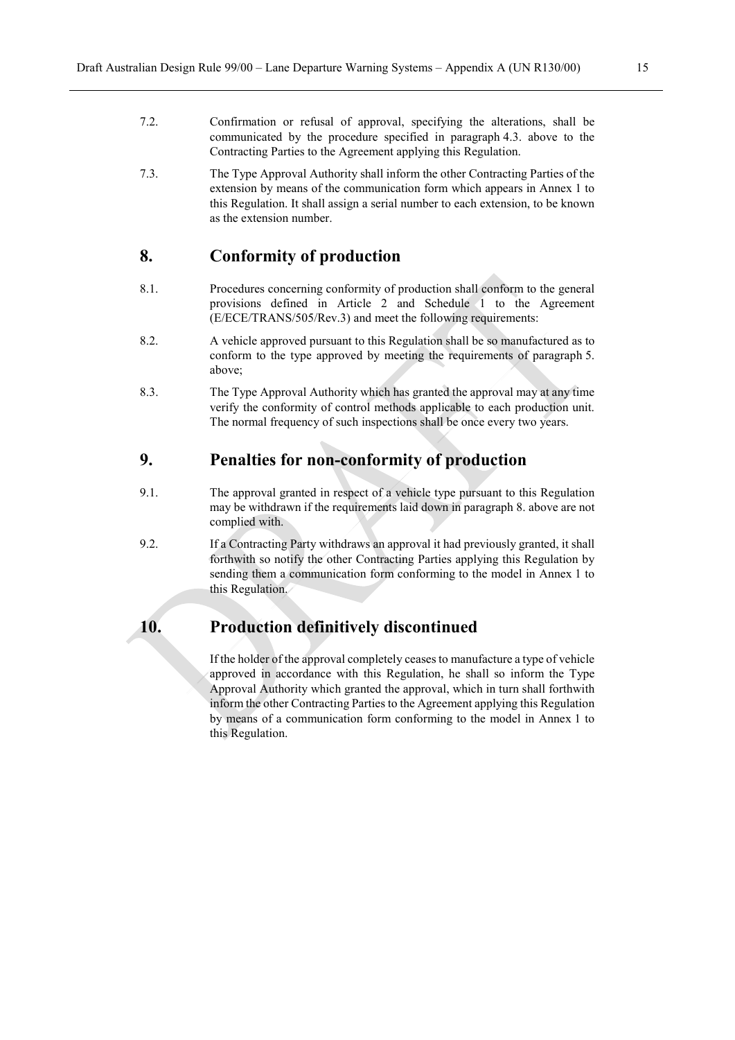7.2. Confirmation or refusal of approval, specifying the alterations, shall be communicated by the procedure specified in paragraph 4.3. above to the Contracting Parties to the Agreement applying this Regulation.

7.3. The Type Approval Authority shall inform the other Contracting Parties of the extension by means of the communication form which appears in Annex 1 to this Regulation. It shall assign a serial number to each extension, to be known as the extension number.

## 8. Conformity of production

8.1. Procedures concerning conformity of production shall conform to the general provisions defined in Article 2 and Schedule 1 to the Agreement (E/ECE/TRANS/505/Rev.3) and meet the following requirements:

8.2. A vehicle approved pursuant to this Regulation shall be so manufactured as to conform to the type approved by meeting the requirements of paragraph 5. above;

8.3. The Type Approval Authority which has granted the approval may at any time verify the conformity of control methods applicable to each production unit. The normal frequency of such inspections shall be once every two years.

## 9. Penalties for non-conformity of production

9.1. The approval granted in respect of a vehicle type pursuant to this Regulation may be withdrawn if the requirements laid down in paragraph 8. above are not complied with.

9.2. If a Contracting Party withdraws an approval it had previously granted, it shall forthwith so notify the other Contracting Parties applying this Regulation by sending them a communication form conforming to the model in Annex 1 to this Regulation.

## 10. Production definitively discontinued

If the holder of the approval completely ceases to manufacture a type of vehicle approved in accordance with this Regulation, he shall so inform the Type Approval Authority which granted the approval, which in turn shall forthwith inform the other Contracting Parties to the Agreement applying this Regulation by means of a communication form conforming to the model in Annex 1 to this Regulation.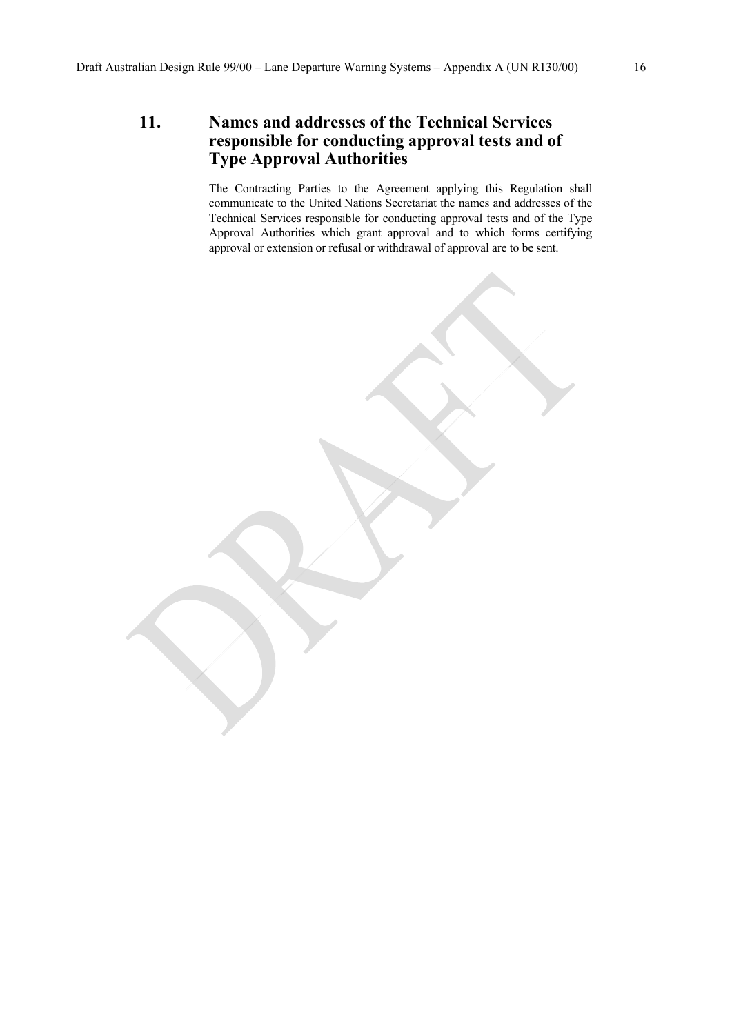## 11. Names and addresses of the Technical Services responsible for conducting approval tests and of Type Approval Authorities

The Contracting Parties to the Agreement applying this Regulation shall communicate to the United Nations Secretariat the names and addresses of the Technical Services responsible for conducting approval tests and of the Type Approval Authorities which grant approval and to which forms certifying approval or extension or refusal or withdrawal of approval are to be sent.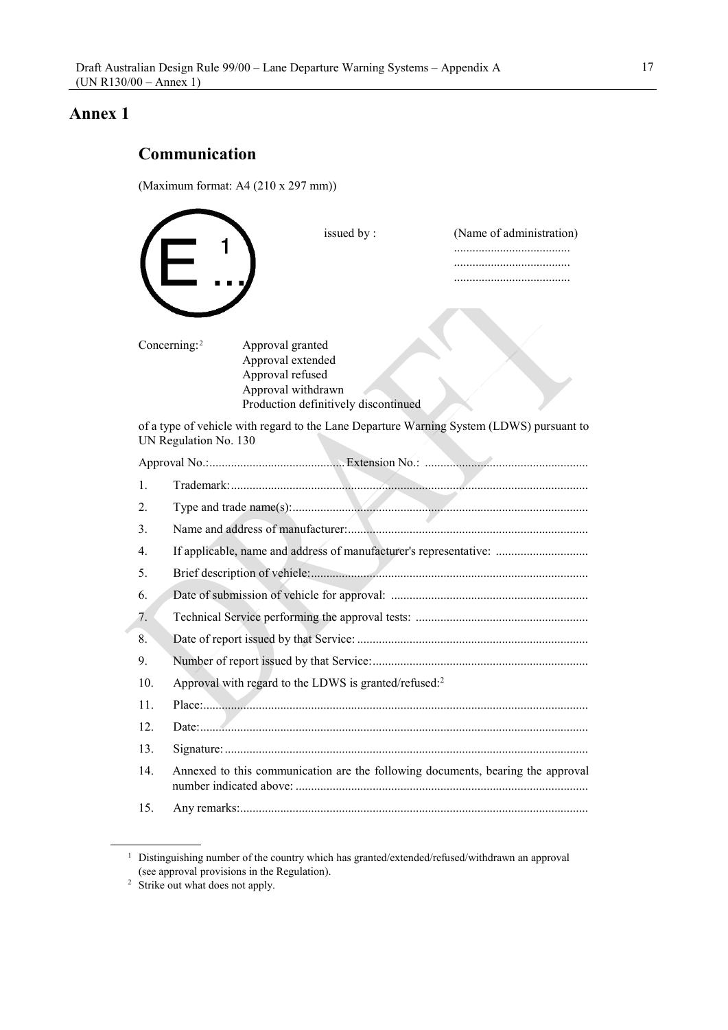# Annex 1

## Communication

(Maximum format: A4 (210 x 297 mm))

E [1] ...

issued by : (Name of administration)
......................................
......................................
......................................

Concerning:[2]
Approval granted
Approval extended
Approval refused
Approval withdrawn
Production definitively discontinued

of a type of vehicle with regard to the Lane Departure Warning System (LDWS) pursuant to UN Regulation No. 130

Approval No.:............................................ Extension No.: ....................................................

1. Trademark:..................................................................................................................
2. Type and trade name(s):...............................................................................................
3. Name and address of manufacturer:.............................................................................
4. If applicable, name and address of manufacturer's representative: ..............................
5. Brief description of vehicle:..........................................................................................
6. Date of submission of vehicle for approval: ...............................................................
7. Technical Service performing the approval tests: .......................................................
8. Date of report issued by that Service: ..........................................................................
9. Number of report issued by that Service:.....................................................................
10. Approval with regard to the LDWS is granted/refused:[2]
11. Place:...........................................................................................................................
12. Date:............................................................................................................................
13. Signature:....................................................................................................................
14. Annexed to this communication are the following documents, bearing the approval number indicated above: ..............................................................................................
15. Any remarks:................................................................................................................

[1] Distinguishing number of the country which has granted/extended/refused/withdrawn an approval (see approval provisions in the Regulation).

[2] Strike out what does not apply.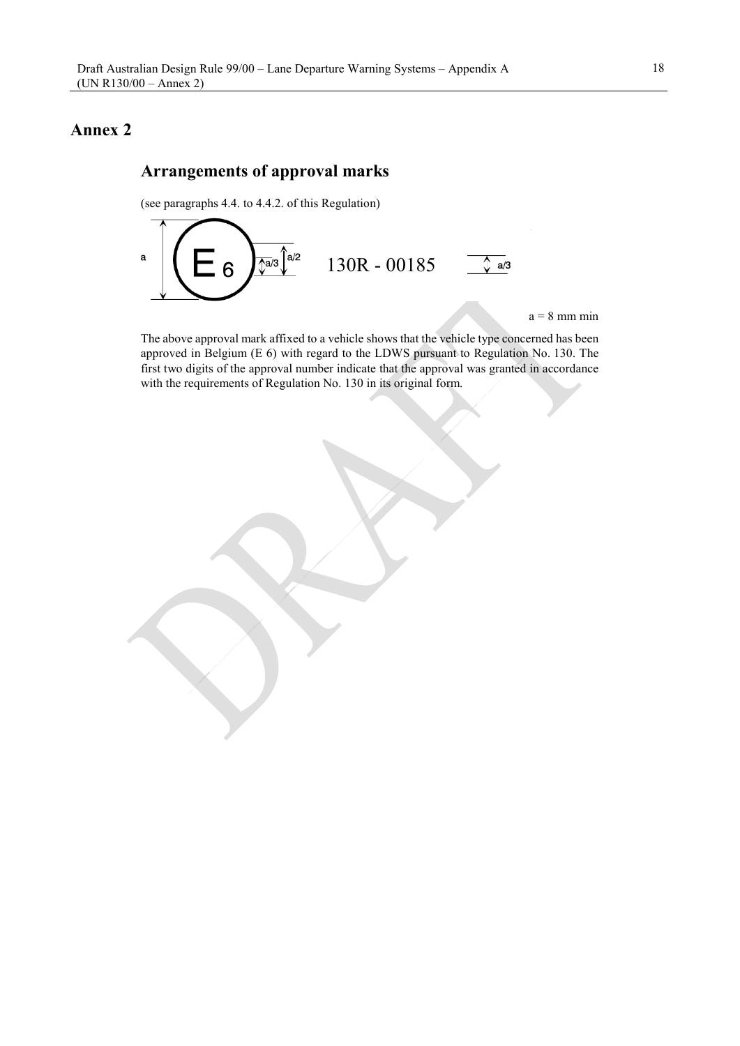# Annex 2

## Arrangements of approval marks

(see paragraphs 4.4. to 4.4.2. of this Regulation)

a (E 6) a/3 a/2 130R - 00185 a/3

a = 8 mm min

The above approval mark affixed to a vehicle shows that the vehicle type concerned has been approved in Belgium (E 6) with regard to the LDWS pursuant to Regulation No. 130. The first two digits of the approval number indicate that the approval was granted in accordance with the requirements of Regulation No. 130 in its original form.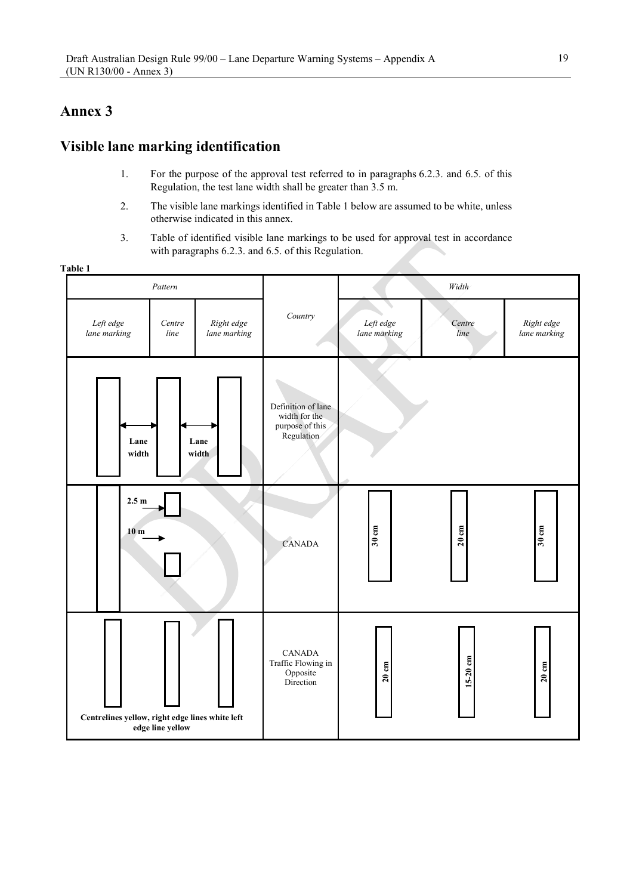# Annex 3

## Visible lane marking identification

1. For the purpose of the approval test referred to in paragraphs 6.2.3. and 6.5. of this Regulation, the test lane width shall be greater than 3.5 m.

2. The visible lane markings identified in Table 1 below are assumed to be white, unless otherwise indicated in this annex.

3. Table of identified visible lane markings to be used for approval test in accordance with paragraphs 6.2.3. and 6.5. of this Regulation.

**Table 1**

| *Pattern* | | | Country | *Width* | | |
|---|---|---|---|---|---|---|
| *Left edge lane marking* | *Centre line* | *Right edge lane marking* | | *Left edge lane marking* | *Centre line* | *Right edge lane marking* |
| **Lane width** (between left edge lane marking and centre line) | | **Lane width** (between centre line and right edge lane marking) | Definition of lane width for the purpose of this Regulation | | | |
| Continuous | 2.5 m dashes, 10 m gaps | | CANADA | 30 cm | 20 cm | 30 cm |
| **Centrelines yellow, right edge lines white left edge line yellow** | | | CANADA Traffic Flowing in Opposite Direction | 20 cm | 15-20 cm | 20 cm |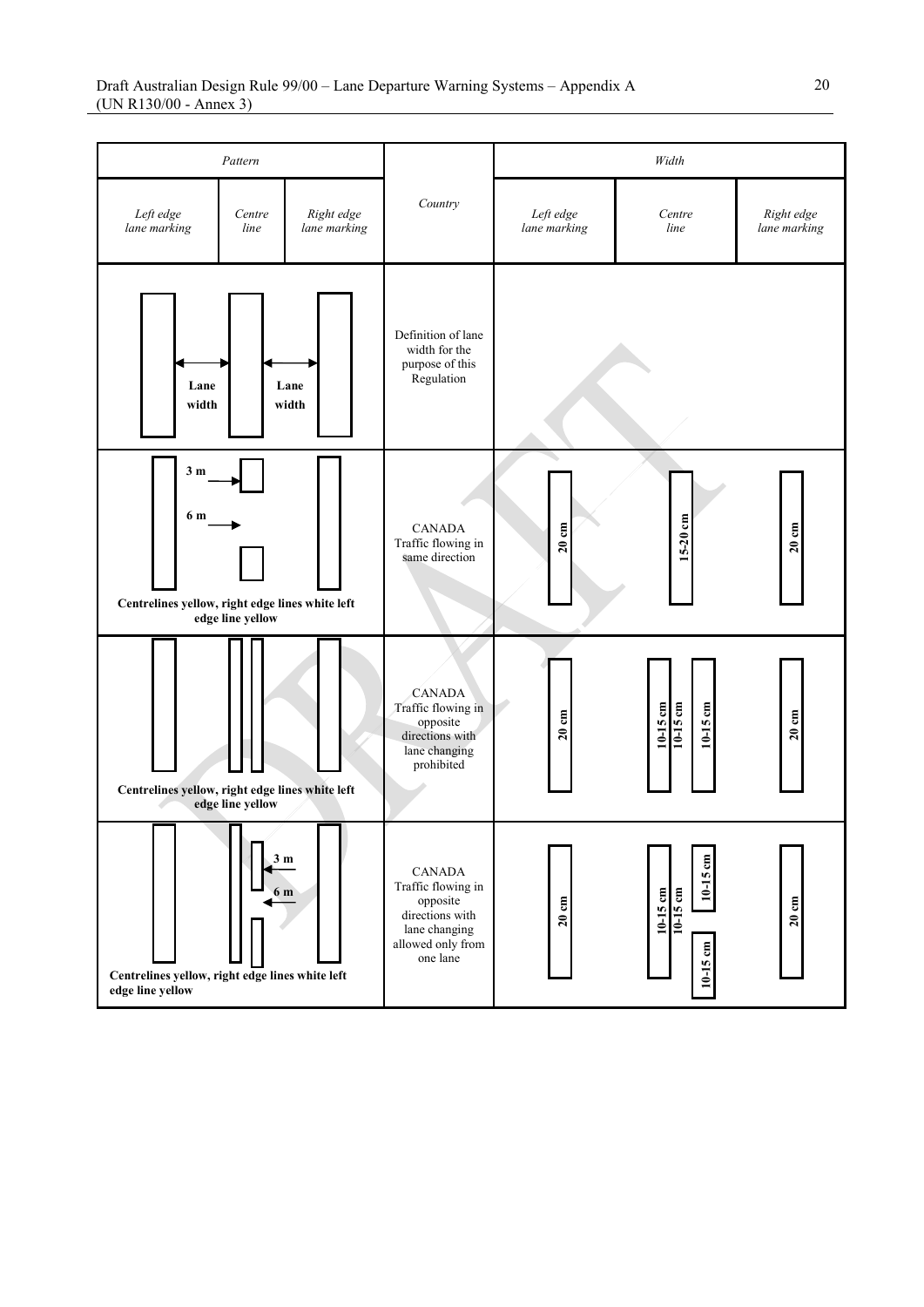| Pattern | | | Country | Width | | |
|---|---|---|---|---|---|---|
| *Left edge lane marking* | *Centre line* | *Right edge lane marking* | | *Left edge lane marking* | *Centre line* | *Right edge lane marking* |
| Lane width | | Lane width | Definition of lane width for the purpose of this Regulation | | | |
| 3 m<br>6 m<br>**Centrelines yellow, right edge lines white left edge line yellow** | | | CANADA<br>Traffic flowing in same direction | **20 cm** | **15-20 cm** | **20 cm** |
| **Centrelines yellow, right edge lines white left edge line yellow** | | | CANADA<br>Traffic flowing in opposite directions with lane changing prohibited | **20 cm** | **10-15 cm**<br>**10-15 cm**<br>**10-15 cm** | **20 cm** |
| 3 m<br>6 m<br>**Centrelines yellow, right edge lines white left edge line yellow** | | | CANADA<br>Traffic flowing in opposite directions with lane changing allowed only from one lane | **20 cm** | **10-15 cm**<br>**10-15 cm**<br>**10-15 cm**<br>**10-15 cm** | **20 cm** |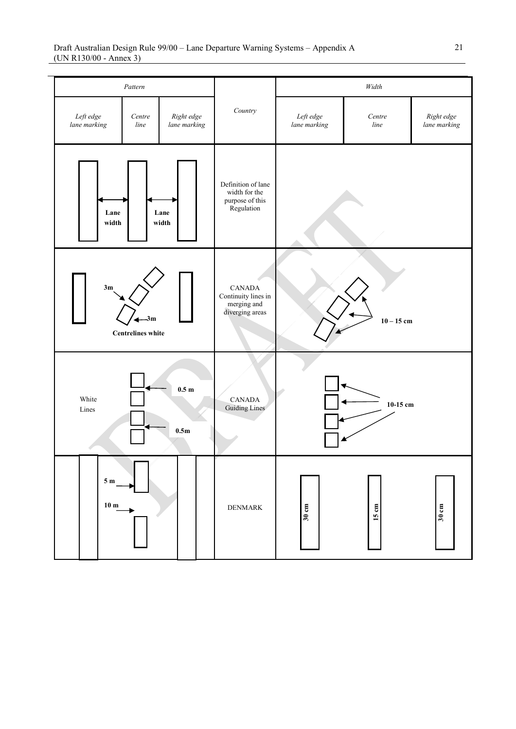| Pattern | | | Country | Width | | |
|---|---|---|---|---|---|---|
| *Left edge lane marking* | *Centre line* | *Right edge lane marking* | | *Left edge lane marking* | *Centre line* | *Right edge lane marking* |
| **Lane width** | | **Lane width** | Definition of lane width for the purpose of this Regulation | | | |
| | **3m** **3m** **Centrelines white** | | CANADA Continuity lines in merging and diverging areas | | **10 – 15 cm** | |
| White Lines | **0.5 m** **0.5m** | | CANADA Guiding Lines | | **10-15 cm** | |
| | **5 m** **10 m** | | DENMARK | **30 cm** | **15 cm** | **30 cm** |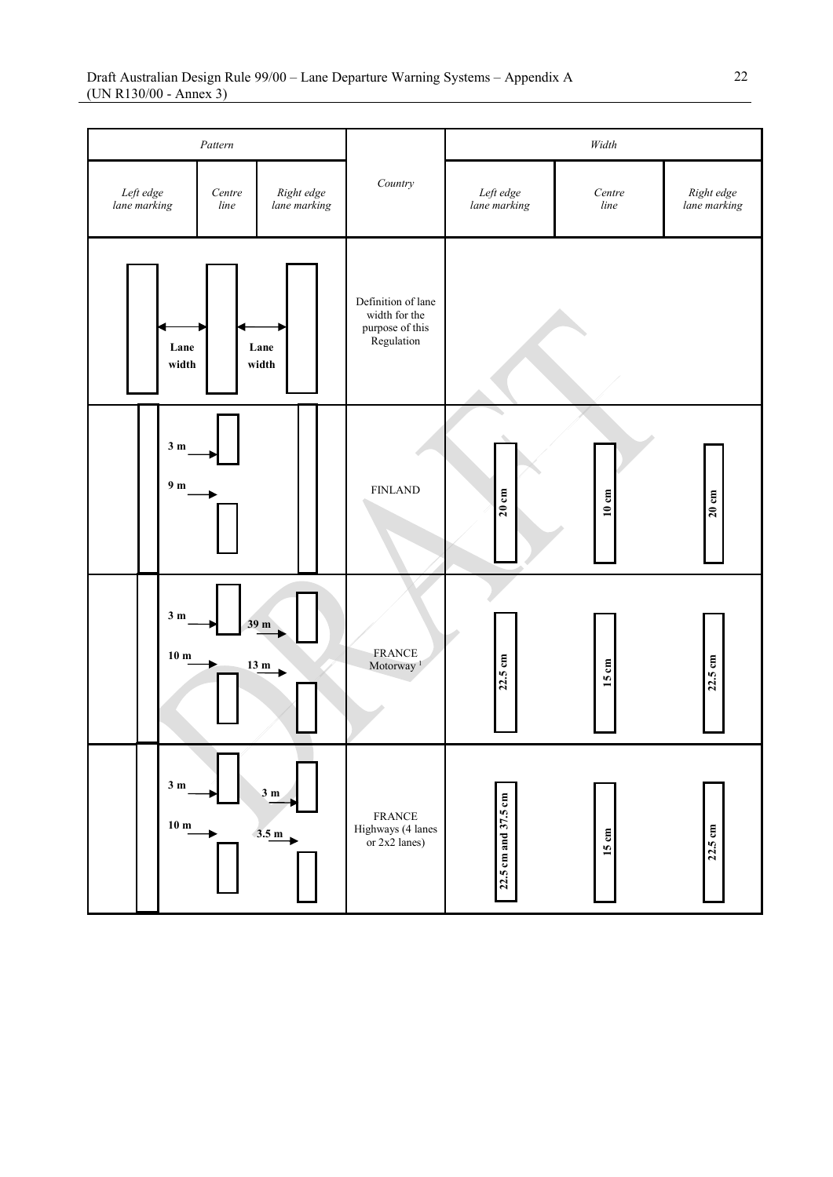| Pattern | | | Country | Width | | |
|---|---|---|---|---|---|---|
| *Left edge lane marking* | *Centre line* | *Right edge lane marking* | | *Left edge lane marking* | *Centre line* | *Right edge lane marking* |
| **Lane width** | | **Lane width** | Definition of lane width for the purpose of this Regulation | | | |
| **3 m** **9 m** | | | FINLAND | **20 cm** | **10 cm** | **20 cm** |
| **3 m** **10 m** | | **39 m** **13 m** | FRANCE Motorway [1] | **22.5 cm** | **15 cm** | **22.5 cm** |
| **3 m** **10 m** | | **3 m** **3.5 m** | FRANCE Highways (4 lanes or 2x2 lanes) | **22.5 cm and 37.5 cm** | **15 cm** | **22.5 cm** |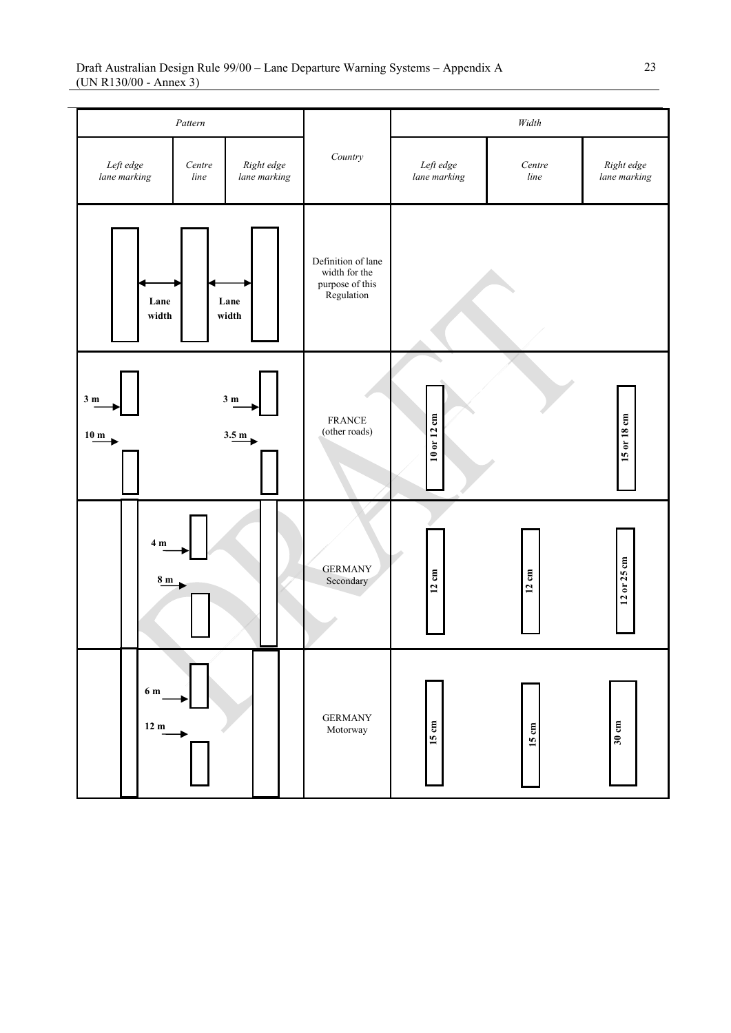| Pattern | | | Country | Width | | |
|---|---|---|---|---|---|---|
| *Left edge lane marking* | *Centre line* | *Right edge lane marking* | | *Left edge lane marking* | *Centre line* | *Right edge lane marking* |
| Lane width | | Lane width | Definition of lane width for the purpose of this Regulation | | | |
| 3 m / 10 m | | 3 m / 3.5 m | FRANCE (other roads) | 10 or 12 cm | | 15 or 18 cm |
| | 4 m / 8 m | | GERMANY Secondary | 12 cm | 12 cm | 12 or 25 cm |
| | 6 m / 12 m | | GERMANY Motorway | 15 cm | 15 cm | 30 cm |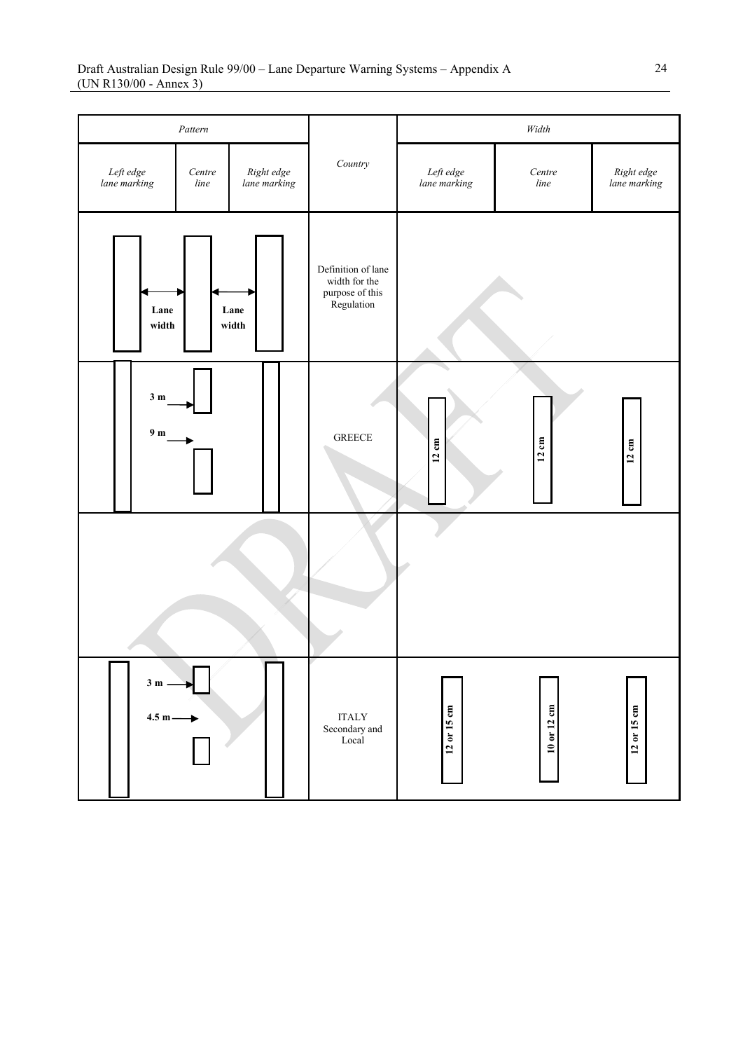| Pattern | | | Country | Width | | |
|---|---|---|---|---|---|---|
| *Left edge lane marking* | *Centre line* | *Right edge lane marking* | | *Left edge lane marking* | *Centre line* | *Right edge lane marking* |
| **Lane width** | | **Lane width** | Definition of lane width for the purpose of this Regulation | | | |
| | **3 m** / **9 m** | | GREECE | **12 cm** | **12 cm** | **12 cm** |
| | | | | | | |
| | **3 m** / **4.5 m** | | ITALY Secondary and Local | **12 or 15 cm** | **10 or 12 cm** | **12 or 15 cm** |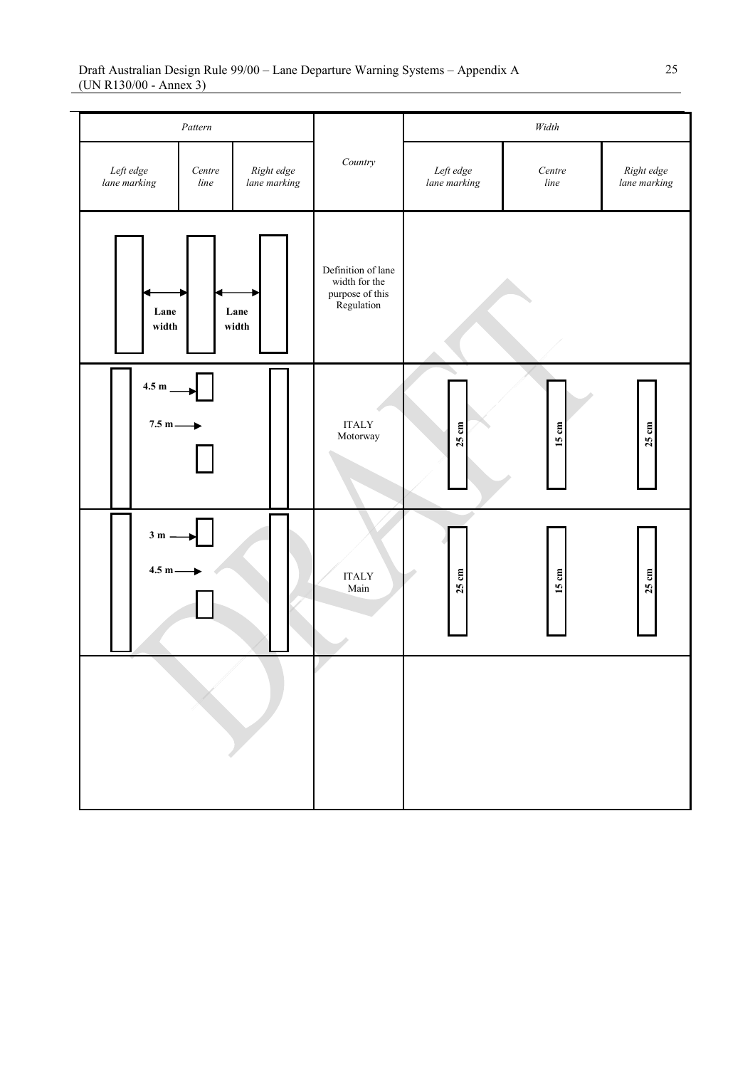| Pattern | | | Country | Width | | |
|---|---|---|---|---|---|---|
| *Left edge lane marking* | *Centre line* | *Right edge lane marking* | | *Left edge lane marking* | *Centre line* | *Right edge lane marking* |
| Lane width | | Lane width | Definition of lane width for the purpose of this Regulation | | | |
| | 4.5 m<br>7.5 m | | ITALY Motorway | 25 cm | 15 cm | 25 cm |
| | 3 m<br>4.5 m | | ITALY Main | 25 cm | 15 cm | 25 cm |
| | | | | | | |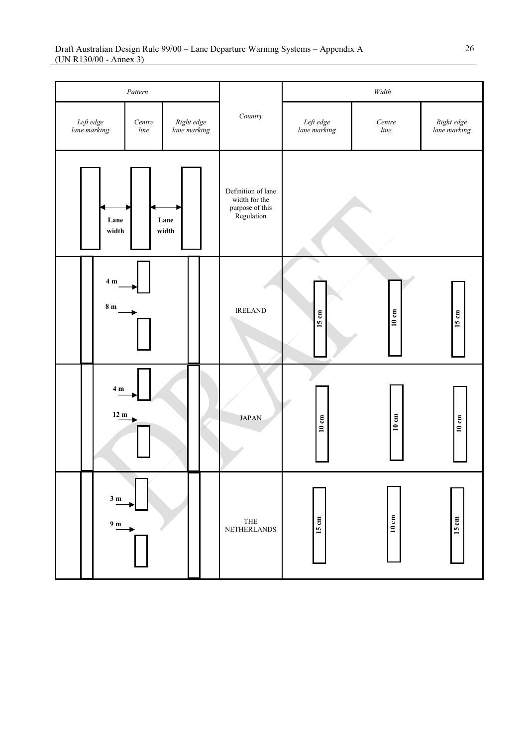| Pattern | | | Country | Width | | |
|---|---|---|---|---|---|---|
| *Left edge lane marking* | *Centre line* | *Right edge lane marking* | | *Left edge lane marking* | *Centre line* | *Right edge lane marking* |
| Lane width | | Lane width | Definition of lane width for the purpose of this Regulation | | | |
| 4 m / 8 m | | | IRELAND | 15 cm | 10 cm | 15 cm |
| 4 m / 12 m | | | JAPAN | 10 cm | 10 cm | 10 cm |
| 3 m / 9 m | | | THE NETHERLANDS | 15 cm | 10 cm | 15 cm |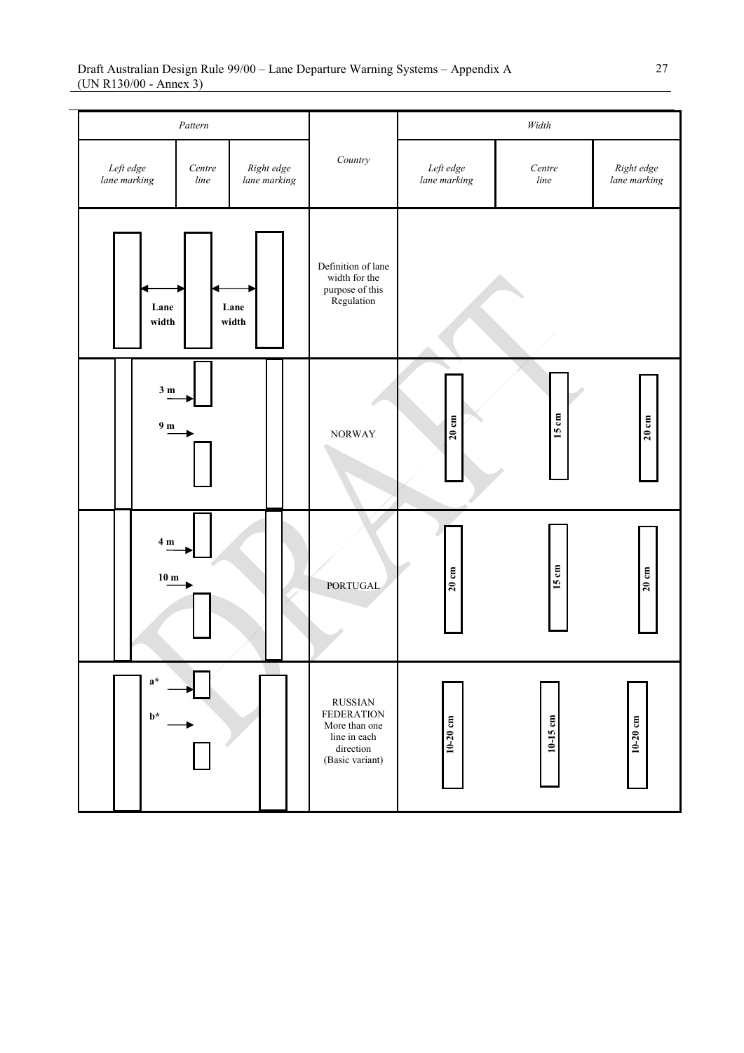| Pattern | | | Country | Width | | |
|---|---|---|---|---|---|---|
| *Left edge lane marking* | *Centre line* | *Right edge lane marking* | | *Left edge lane marking* | *Centre line* | *Right edge lane marking* |
| Lane width | | Lane width | Definition of lane width for the purpose of this Regulation | | | |
| 3 m / 9 m | | | NORWAY | 20 cm | 15 cm | 20 cm |
| 4 m / 10 m | | | PORTUGAL | 20 cm | 15 cm | 20 cm |
| a* / b* | | | RUSSIAN FEDERATION More than one line in each direction (Basic variant) | 10-20 cm | 10-15 cm | 10-20 cm |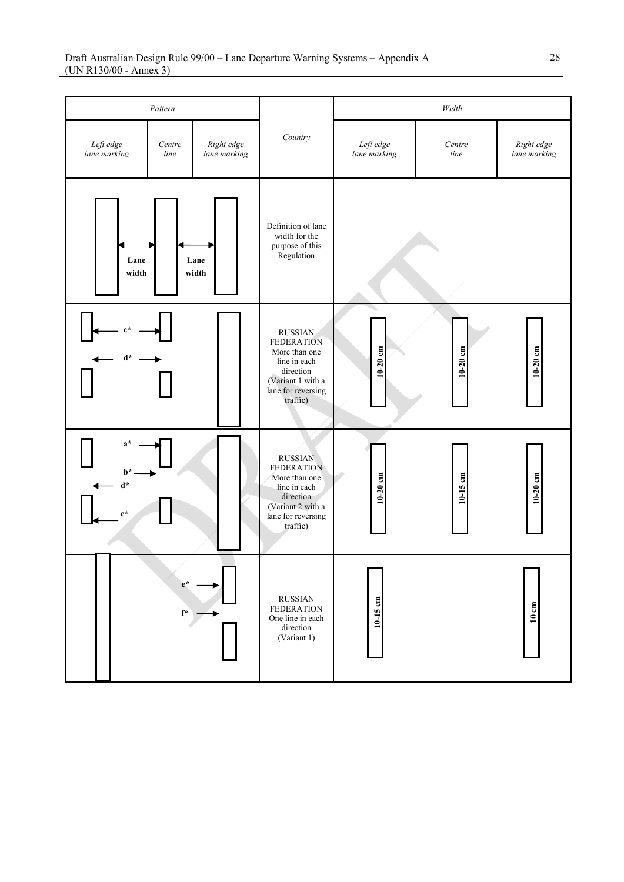| Pattern | | | Country | Width | | |
|---|---|---|---|---|---|---|
| Left edge lane marking | Centre line | Right edge lane marking | | Left edge lane marking | Centre line | Right edge lane marking |
| Lane width | Lane width | | Definition of lane width for the purpose of this Regulation | | | |
| c* d* | | | RUSSIAN FEDERATION More than one line in each direction (Variant 1 with a lane for reversing traffic) | 10-20 cm | 10-20 cm | 10-20 cm |
| a* b* d* c* | | | RUSSIAN FEDERATION More than one line in each direction (Variant 2 with a lane for reversing traffic) | 10-20 cm | 10-15 cm | 10-20 cm |
| | e* f* | | RUSSIAN FEDERATION One line in each direction (Variant 1) | 10-15 cm | | 10 cm |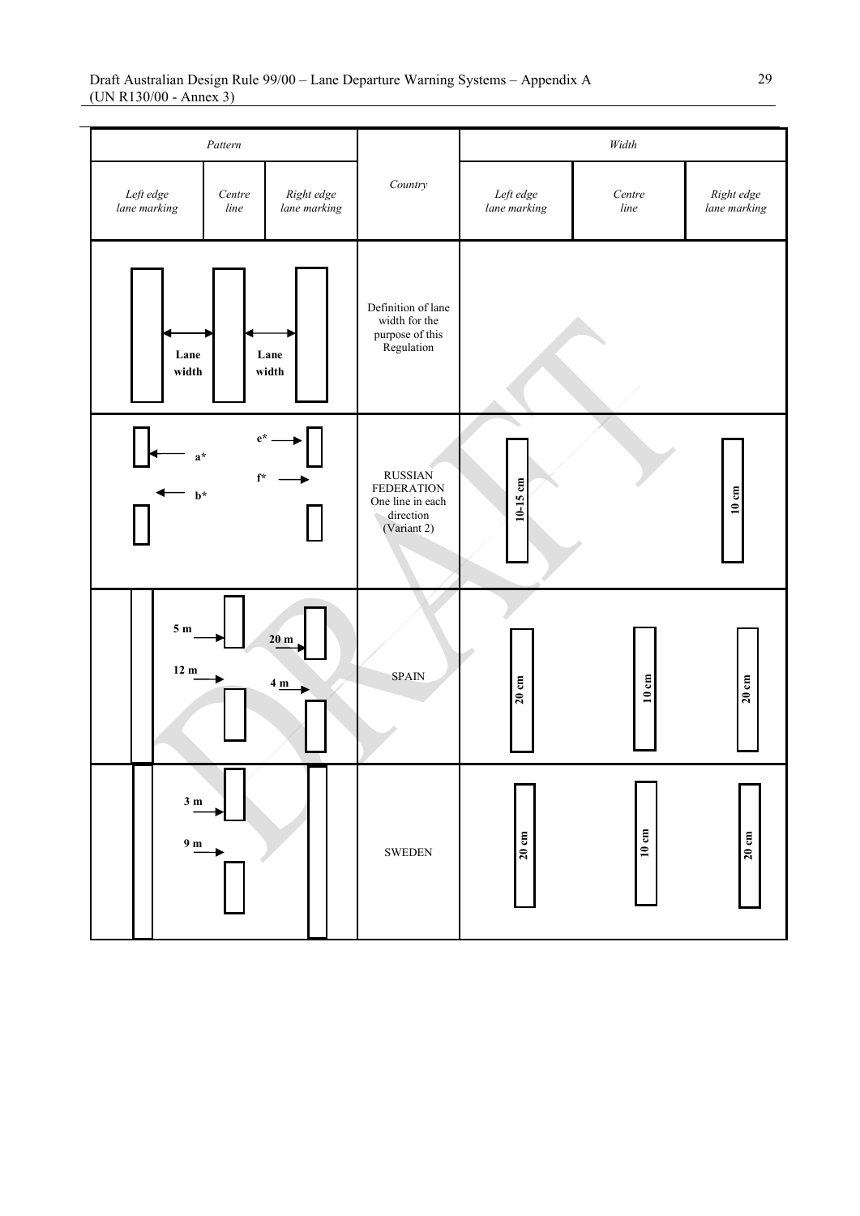| Pattern | | | Country | Width | | |
|---|---|---|---|---|---|---|
| Left edge lane marking | Centre line | Right edge lane marking | | Left edge lane marking | Centre line | Right edge lane marking |
| Lane width | | Lane width | Definition of lane width for the purpose of this Regulation | | | |
| a* b* | | e* f* | RUSSIAN FEDERATION One line in each direction (Variant 2) | 10-15 cm | | 10 cm |
| 5 m 12 m | | 20 m 4 m | SPAIN | 20 cm | 10 cm | 20 cm |
| 3 m 9 m | | | SWEDEN | 20 cm | 10 cm | 20 cm |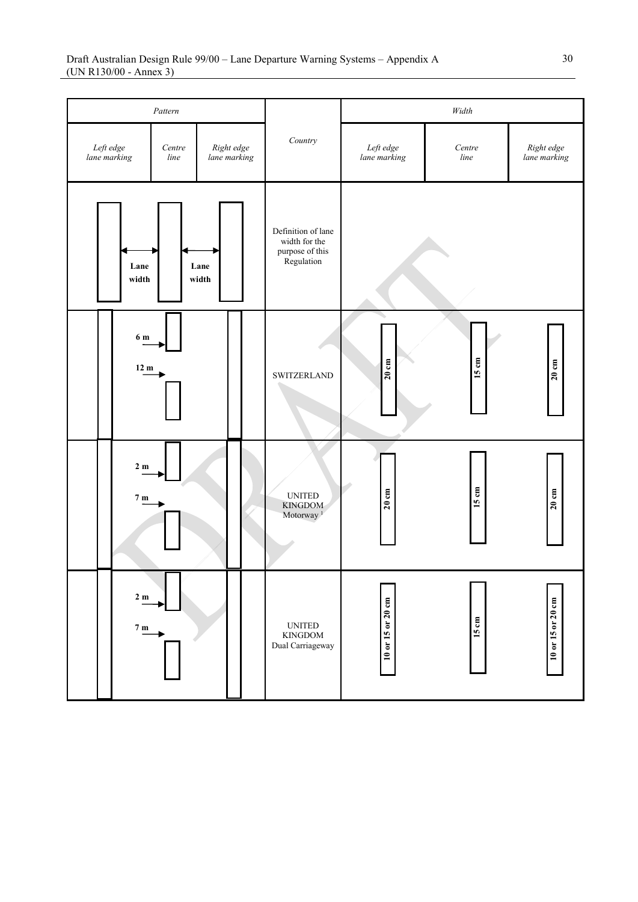| Pattern | | | Country | Width | | |
|---|---|---|---|---|---|---|
| *Left edge lane marking* | *Centre line* | *Right edge lane marking* | | *Left edge lane marking* | *Centre line* | *Right edge lane marking* |
| Lane width | | Lane width | Definition of lane width for the purpose of this Regulation | | | |
| 6 m, 12 m | | | SWITZERLAND | 20 cm | 15 cm | 20 cm |
| 2 m, 7 m | | | UNITED KINGDOM Motorway [1] | 20 cm | 15 cm | 20 cm |
| 2 m, 7 m | | | UNITED KINGDOM Dual Carriageway | 10 or 15 or 20 cm | 15 cm | 10 or 15 or 20 cm |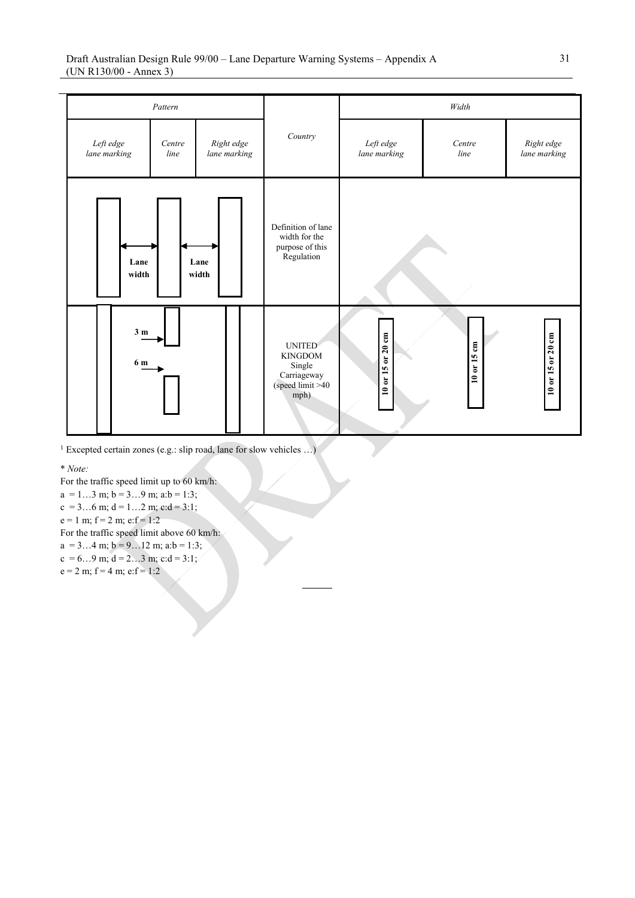| Pattern | | | Country | Width | | |
|---|---|---|---|---|---|---|
| *Left edge lane marking* | *Centre line* | *Right edge lane marking* | | *Left edge lane marking* | *Centre line* | *Right edge lane marking* |
| Lane width | | Lane width | Definition of lane width for the purpose of this Regulation | | | |
| 3 m | 6 m | | UNITED KINGDOM Single Carriageway (speed limit >40 mph) | 10 or 15 or 20 cm | 10 or 15 cm | 10 or 15 or 20 cm |

[1] Excepted certain zones (e.g.: slip road, lane for slow vehicles …)

\* *Note:*

For the traffic speed limit up to 60 km/h:
a = 1…3 m; b = 3…9 m; a:b = 1:3;
c = 3…6 m; d = 1…2 m; c:d = 3:1;
e = 1 m; f = 2 m; e:f = 1:2

For the traffic speed limit above 60 km/h:
a = 3…4 m; b = 9…12 m; a:b = 1:3;
c = 6…9 m; d = 2…3 m; c:d = 3:1;
e = 2 m; f = 4 m; e:f = 1:2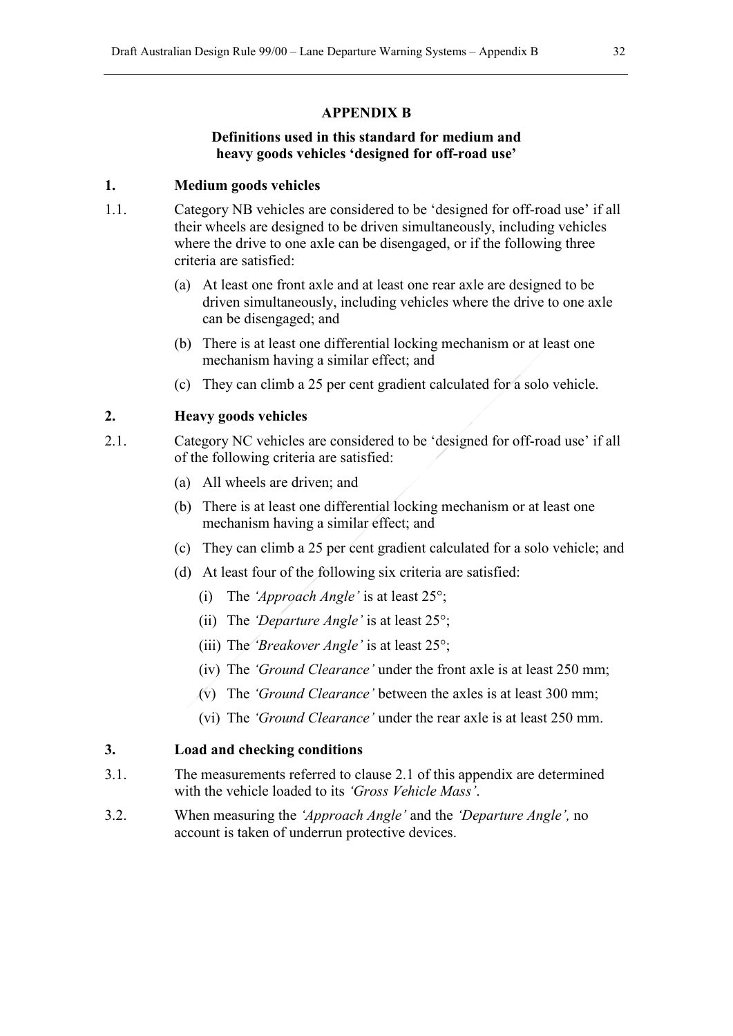# APPENDIX B

## Definitions used in this standard for medium and heavy goods vehicles 'designed for off-road use'

### 1. Medium goods vehicles

1.1. Category NB vehicles are considered to be 'designed for off-road use' if all their wheels are designed to be driven simultaneously, including vehicles where the drive to one axle can be disengaged, or if the following three criteria are satisfied:

(a) At least one front axle and at least one rear axle are designed to be driven simultaneously, including vehicles where the drive to one axle can be disengaged; and

(b) There is at least one differential locking mechanism or at least one mechanism having a similar effect; and

(c) They can climb a 25 per cent gradient calculated for a solo vehicle.

### 2. Heavy goods vehicles

2.1. Category NC vehicles are considered to be 'designed for off-road use' if all of the following criteria are satisfied:

(a) All wheels are driven; and

(b) There is at least one differential locking mechanism or at least one mechanism having a similar effect; and

(c) They can climb a 25 per cent gradient calculated for a solo vehicle; and

(d) At least four of the following six criteria are satisfied:

(i) The *'Approach Angle'* is at least 25°;

(ii) The *'Departure Angle'* is at least 25°;

(iii) The *'Breakover Angle'* is at least 25°;

(iv) The *'Ground Clearance'* under the front axle is at least 250 mm;

(v) The *'Ground Clearance'* between the axles is at least 300 mm;

(vi) The *'Ground Clearance'* under the rear axle is at least 250 mm.

### 3. Load and checking conditions

3.1. The measurements referred to clause 2.1 of this appendix are determined with the vehicle loaded to its *'Gross Vehicle Mass'*.

3.2. When measuring the *'Approach Angle'* and the *'Departure Angle',* no account is taken of underrun protective devices.